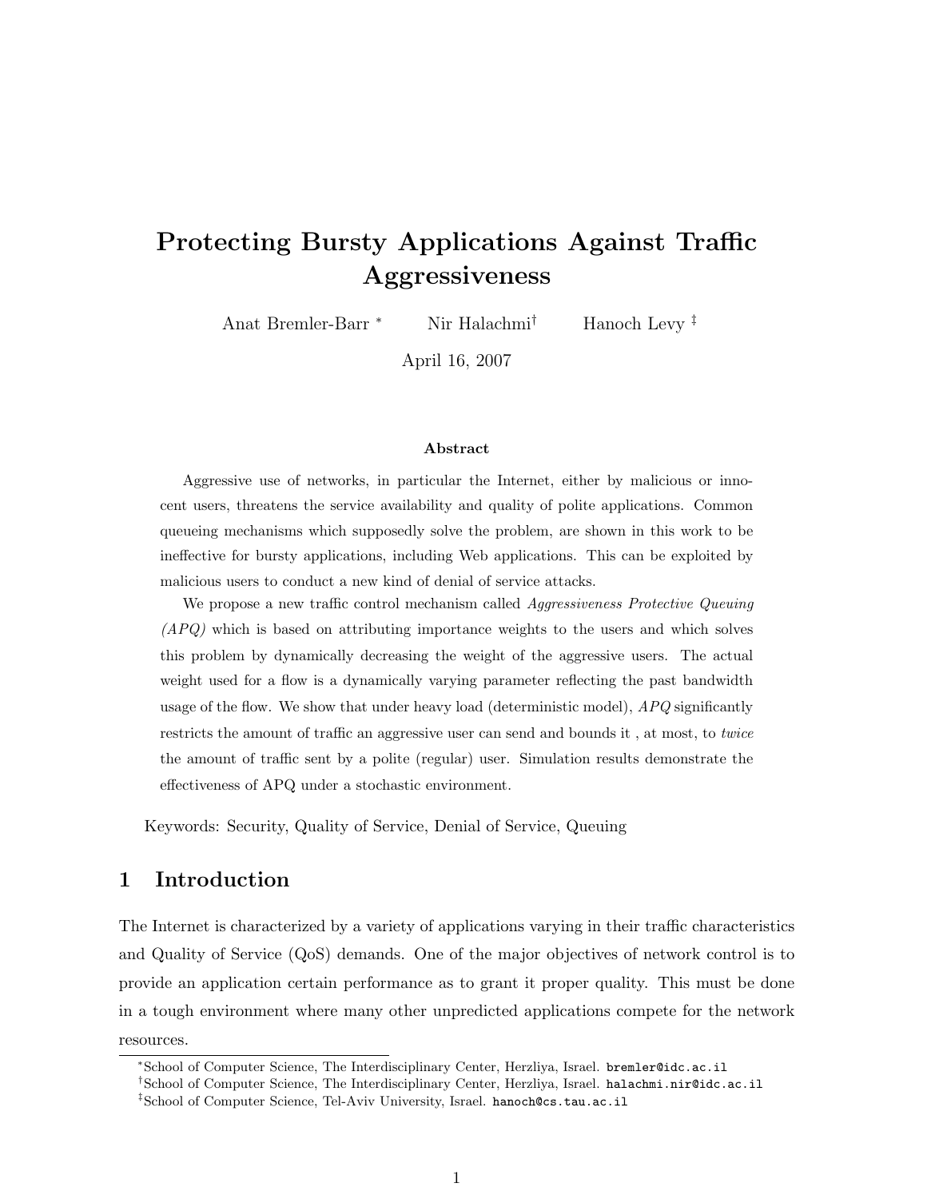# Protecting Bursty Applications Against Traffic Aggressiveness

Anat Bremler-Barr [*] Nir Halachmi [†] Hanoch Levy [‡]

April 16, 2007

### Abstract

Aggressive use of networks, in particular the Internet, either by malicious or innocent users, threatens the service availability and quality of polite applications. Common queueing mechanisms which supposedly solve the problem, are shown in this work to be ineffective for bursty applications, including Web applications. This can be exploited by malicious users to conduct a new kind of denial of service attacks.

We propose a new traffic control mechanism called *Aggressiveness Protective Queuing (APQ)* which is based on attributing importance weights to the users and which solves this problem by dynamically decreasing the weight of the aggressive users. The actual weight used for a flow is a dynamically varying parameter reflecting the past bandwidth usage of the flow. We show that under heavy load (deterministic model), *APQ* significantly restricts the amount of traffic an aggressive user can send and bounds it , at most, to *twice* the amount of traffic sent by a polite (regular) user. Simulation results demonstrate the effectiveness of APQ under a stochastic environment.

Keywords: Security, Quality of Service, Denial of Service, Queuing

## 1 Introduction

The Internet is characterized by a variety of applications varying in their traffic characteristics and Quality of Service (QoS) demands. One of the major objectives of network control is to provide an application certain performance as to grant it proper quality. This must be done in a tough environment where many other unpredicted applications compete for the network resources.

[*] School of Computer Science, The Interdisciplinary Center, Herzliya, Israel. bremler@idc.ac.il

[†] School of Computer Science, The Interdisciplinary Center, Herzliya, Israel. halachmi.nir@idc.ac.il

[‡] School of Computer Science, Tel-Aviv University, Israel. hanoch@cs.tau.ac.il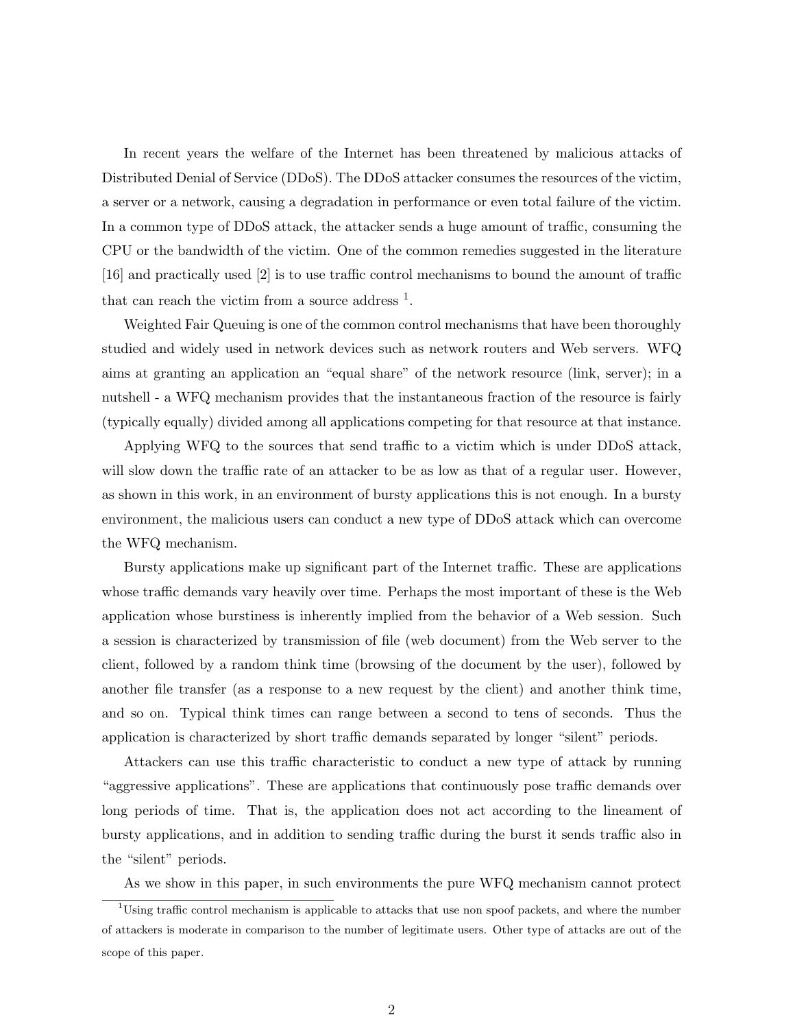In recent years the welfare of the Internet has been threatened by malicious attacks of Distributed Denial of Service (DDoS). The DDoS attacker consumes the resources of the victim, a server or a network, causing a degradation in performance or even total failure of the victim. In a common type of DDoS attack, the attacker sends a huge amount of traffic, consuming the CPU or the bandwidth of the victim. One of the common remedies suggested in the literature [16] and practically used [2] is to use traffic control mechanisms to bound the amount of traffic that can reach the victim from a source address [1].

Weighted Fair Queuing is one of the common control mechanisms that have been thoroughly studied and widely used in network devices such as network routers and Web servers. WFQ aims at granting an application an "equal share" of the network resource (link, server); in a nutshell - a WFQ mechanism provides that the instantaneous fraction of the resource is fairly (typically equally) divided among all applications competing for that resource at that instance.

Applying WFQ to the sources that send traffic to a victim which is under DDoS attack, will slow down the traffic rate of an attacker to be as low as that of a regular user. However, as shown in this work, in an environment of bursty applications this is not enough. In a bursty environment, the malicious users can conduct a new type of DDoS attack which can overcome the WFQ mechanism.

Bursty applications make up significant part of the Internet traffic. These are applications whose traffic demands vary heavily over time. Perhaps the most important of these is the Web application whose burstiness is inherently implied from the behavior of a Web session. Such a session is characterized by transmission of file (web document) from the Web server to the client, followed by a random think time (browsing of the document by the user), followed by another file transfer (as a response to a new request by the client) and another think time, and so on. Typical think times can range between a second to tens of seconds. Thus the application is characterized by short traffic demands separated by longer "silent" periods.

Attackers can use this traffic characteristic to conduct a new type of attack by running "aggressive applications". These are applications that continuously pose traffic demands over long periods of time. That is, the application does not act according to the lineament of bursty applications, and in addition to sending traffic during the burst it sends traffic also in the "silent" periods.

As we show in this paper, in such environments the pure WFQ mechanism cannot protect

[1] Using traffic control mechanism is applicable to attacks that use non spoof packets, and where the number of attackers is moderate in comparison to the number of legitimate users. Other type of attacks are out of the scope of this paper.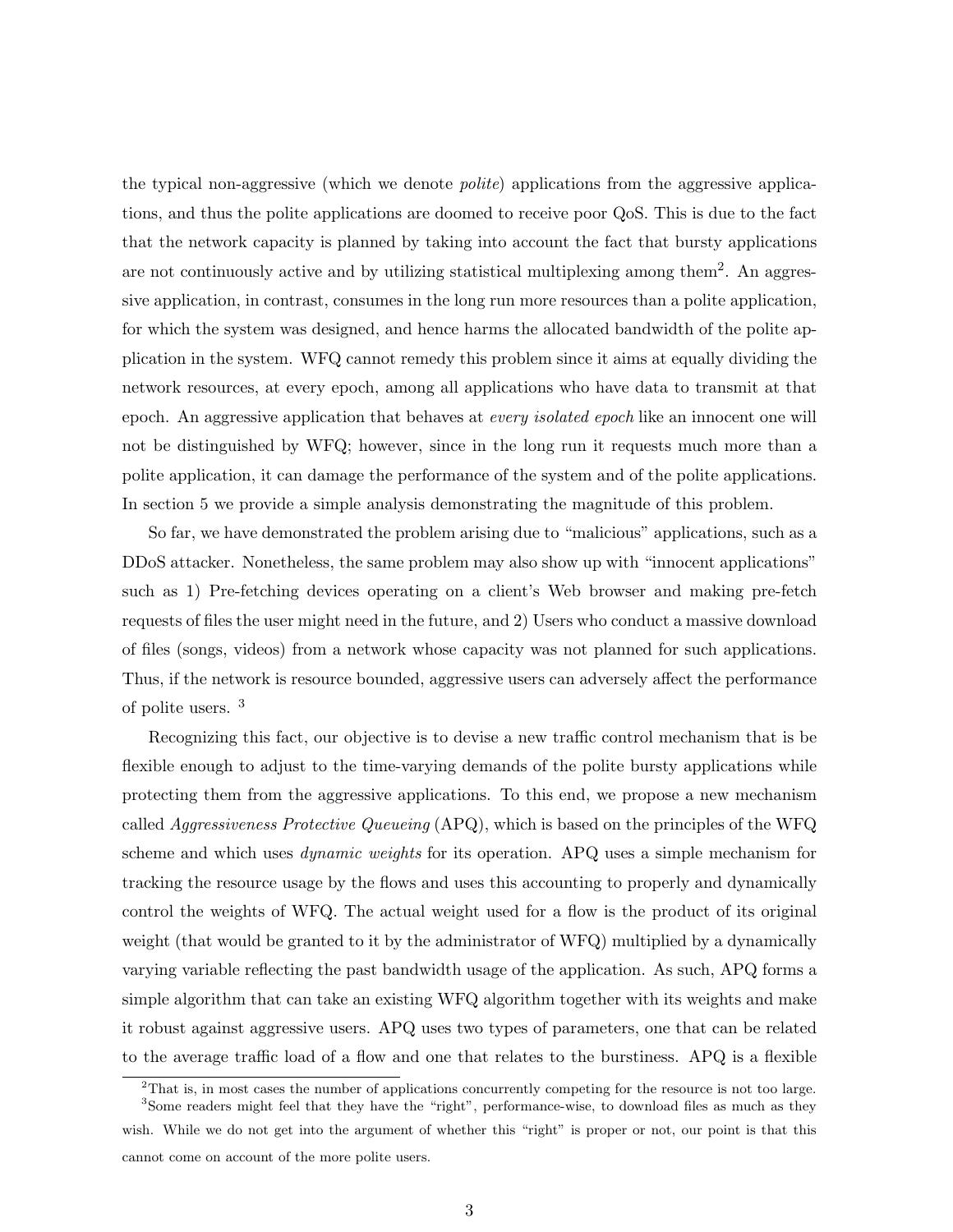the typical non-aggressive (which we denote *polite*) applications from the aggressive applications, and thus the polite applications are doomed to receive poor QoS. This is due to the fact that the network capacity is planned by taking into account the fact that bursty applications are not continuously active and by utilizing statistical multiplexing among them[2]. An aggressive application, in contrast, consumes in the long run more resources than a polite application, for which the system was designed, and hence harms the allocated bandwidth of the polite application in the system. WFQ cannot remedy this problem since it aims at equally dividing the network resources, at every epoch, among all applications who have data to transmit at that epoch. An aggressive application that behaves at *every isolated epoch* like an innocent one will not be distinguished by WFQ; however, since in the long run it requests much more than a polite application, it can damage the performance of the system and of the polite applications. In section 5 we provide a simple analysis demonstrating the magnitude of this problem.

So far, we have demonstrated the problem arising due to "malicious" applications, such as a DDoS attacker. Nonetheless, the same problem may also show up with "innocent applications" such as 1) Pre-fetching devices operating on a client's Web browser and making pre-fetch requests of files the user might need in the future, and 2) Users who conduct a massive download of files (songs, videos) from a network whose capacity was not planned for such applications. Thus, if the network is resource bounded, aggressive users can adversely affect the performance of polite users. [3]

Recognizing this fact, our objective is to devise a new traffic control mechanism that is be flexible enough to adjust to the time-varying demands of the polite bursty applications while protecting them from the aggressive applications. To this end, we propose a new mechanism called *Aggressiveness Protective Queueing* (APQ), which is based on the principles of the WFQ scheme and which uses *dynamic weights* for its operation. APQ uses a simple mechanism for tracking the resource usage by the flows and uses this accounting to properly and dynamically control the weights of WFQ. The actual weight used for a flow is the product of its original weight (that would be granted to it by the administrator of WFQ) multiplied by a dynamically varying variable reflecting the past bandwidth usage of the application. As such, APQ forms a simple algorithm that can take an existing WFQ algorithm together with its weights and make it robust against aggressive users. APQ uses two types of parameters, one that can be related to the average traffic load of a flow and one that relates to the burstiness. APQ is a flexible

[2]That is, in most cases the number of applications concurrently competing for the resource is not too large.

[3]Some readers might feel that they have the "right", performance-wise, to download files as much as they wish. While we do not get into the argument of whether this "right" is proper or not, our point is that this cannot come on account of the more polite users.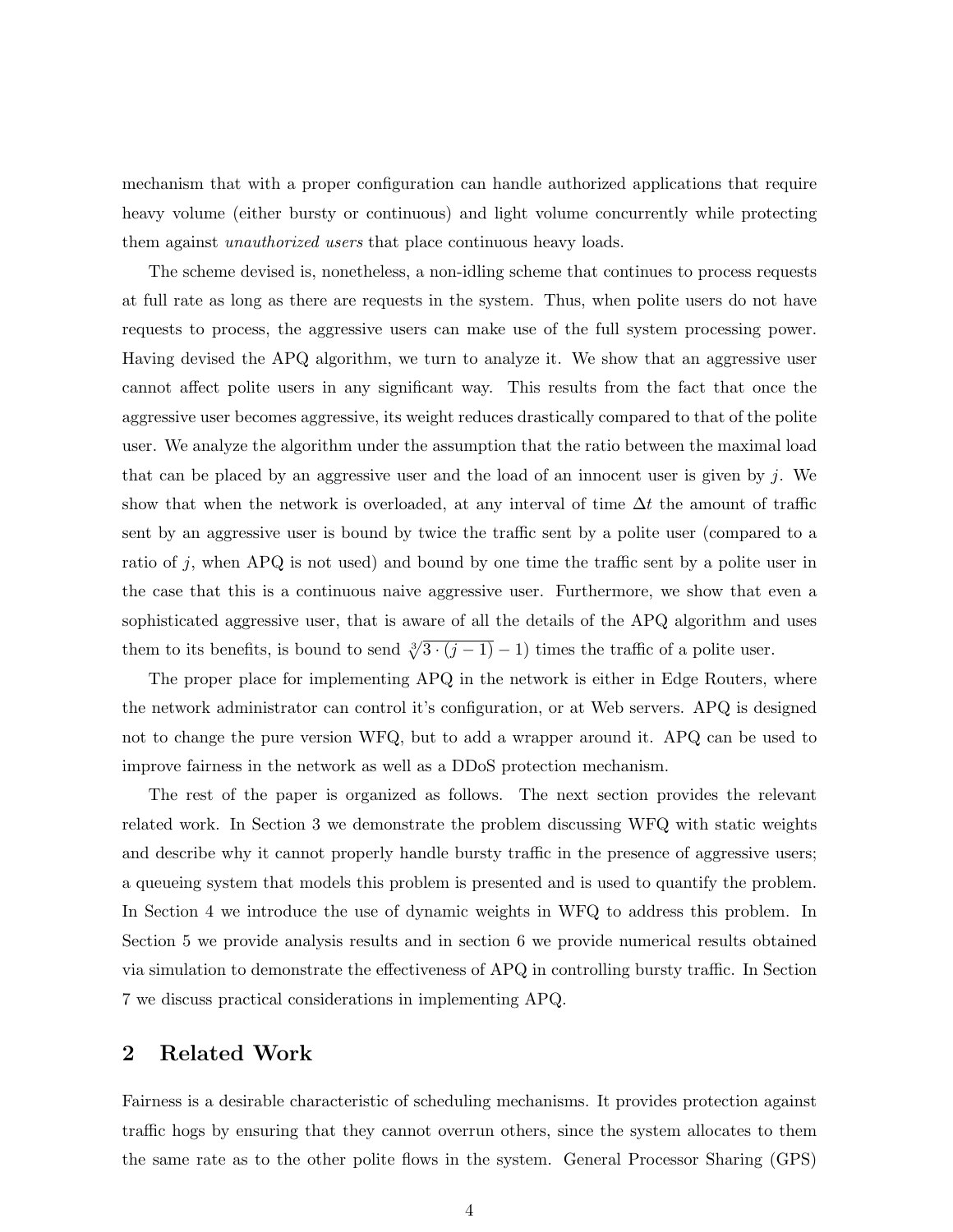mechanism that with a proper configuration can handle authorized applications that require heavy volume (either bursty or continuous) and light volume concurrently while protecting them against *unauthorized users* that place continuous heavy loads.

The scheme devised is, nonetheless, a non-idling scheme that continues to process requests at full rate as long as there are requests in the system. Thus, when polite users do not have requests to process, the aggressive users can make use of the full system processing power. Having devised the APQ algorithm, we turn to analyze it. We show that an aggressive user cannot affect polite users in any significant way. This results from the fact that once the aggressive user becomes aggressive, its weight reduces drastically compared to that of the polite user. We analyze the algorithm under the assumption that the ratio between the maximal load that can be placed by an aggressive user and the load of an innocent user is given by $j$. We show that when the network is overloaded, at any interval of time $\Delta t$ the amount of traffic sent by an aggressive user is bound by twice the traffic sent by a polite user (compared to a ratio of $j$, when APQ is not used) and bound by one time the traffic sent by a polite user in the case that this is a continuous naive aggressive user. Furthermore, we show that even a sophisticated aggressive user, that is aware of all the details of the APQ algorithm and uses them to its benefits, is bound to send $\sqrt[3]{3 \cdot (j-1)} - 1)$ times the traffic of a polite user.

The proper place for implementing APQ in the network is either in Edge Routers, where the network administrator can control it's configuration, or at Web servers. APQ is designed not to change the pure version WFQ, but to add a wrapper around it. APQ can be used to improve fairness in the network as well as a DDoS protection mechanism.

The rest of the paper is organized as follows. The next section provides the relevant related work. In Section 3 we demonstrate the problem discussing WFQ with static weights and describe why it cannot properly handle bursty traffic in the presence of aggressive users; a queueing system that models this problem is presented and is used to quantify the problem. In Section 4 we introduce the use of dynamic weights in WFQ to address this problem. In Section 5 we provide analysis results and in section 6 we provide numerical results obtained via simulation to demonstrate the effectiveness of APQ in controlling bursty traffic. In Section 7 we discuss practical considerations in implementing APQ.

## 2 Related Work

Fairness is a desirable characteristic of scheduling mechanisms. It provides protection against traffic hogs by ensuring that they cannot overrun others, since the system allocates to them the same rate as to the other polite flows in the system. General Processor Sharing (GPS)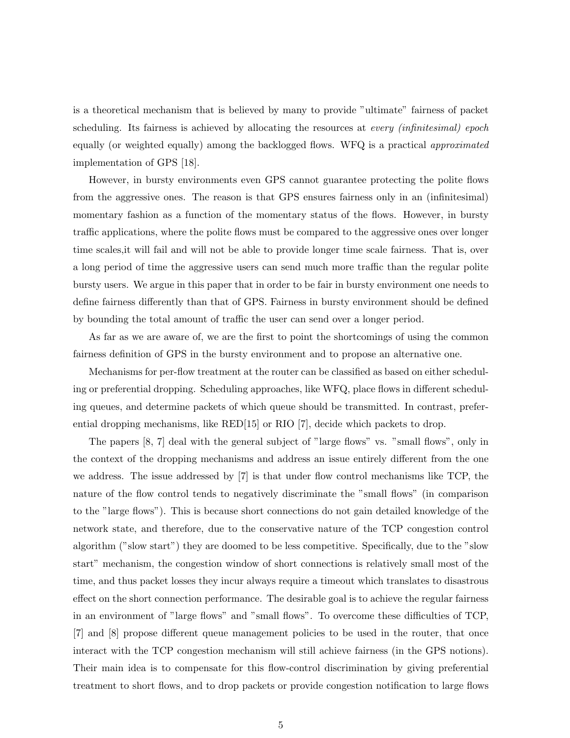is a theoretical mechanism that is believed by many to provide "ultimate" fairness of packet scheduling. Its fairness is achieved by allocating the resources at *every (infinitesimal) epoch* equally (or weighted equally) among the backlogged flows. WFQ is a practical *approximated* implementation of GPS [18].

However, in bursty environments even GPS cannot guarantee protecting the polite flows from the aggressive ones. The reason is that GPS ensures fairness only in an (infinitesimal) momentary fashion as a function of the momentary status of the flows. However, in bursty traffic applications, where the polite flows must be compared to the aggressive ones over longer time scales,it will fail and will not be able to provide longer time scale fairness. That is, over a long period of time the aggressive users can send much more traffic than the regular polite bursty users. We argue in this paper that in order to be fair in bursty environment one needs to define fairness differently than that of GPS. Fairness in bursty environment should be defined by bounding the total amount of traffic the user can send over a longer period.

As far as we are aware of, we are the first to point the shortcomings of using the common fairness definition of GPS in the bursty environment and to propose an alternative one.

Mechanisms for per-flow treatment at the router can be classified as based on either scheduling or preferential dropping. Scheduling approaches, like WFQ, place flows in different scheduling queues, and determine packets of which queue should be transmitted. In contrast, preferential dropping mechanisms, like RED[15] or RIO [7], decide which packets to drop.

The papers [8, 7] deal with the general subject of "large flows" vs. "small flows", only in the context of the dropping mechanisms and address an issue entirely different from the one we address. The issue addressed by [7] is that under flow control mechanisms like TCP, the nature of the flow control tends to negatively discriminate the "small flows" (in comparison to the "large flows"). This is because short connections do not gain detailed knowledge of the network state, and therefore, due to the conservative nature of the TCP congestion control algorithm ("slow start") they are doomed to be less competitive. Specifically, due to the "slow start" mechanism, the congestion window of short connections is relatively small most of the time, and thus packet losses they incur always require a timeout which translates to disastrous effect on the short connection performance. The desirable goal is to achieve the regular fairness in an environment of "large flows" and "small flows". To overcome these difficulties of TCP, [7] and [8] propose different queue management policies to be used in the router, that once interact with the TCP congestion mechanism will still achieve fairness (in the GPS notions). Their main idea is to compensate for this flow-control discrimination by giving preferential treatment to short flows, and to drop packets or provide congestion notification to large flows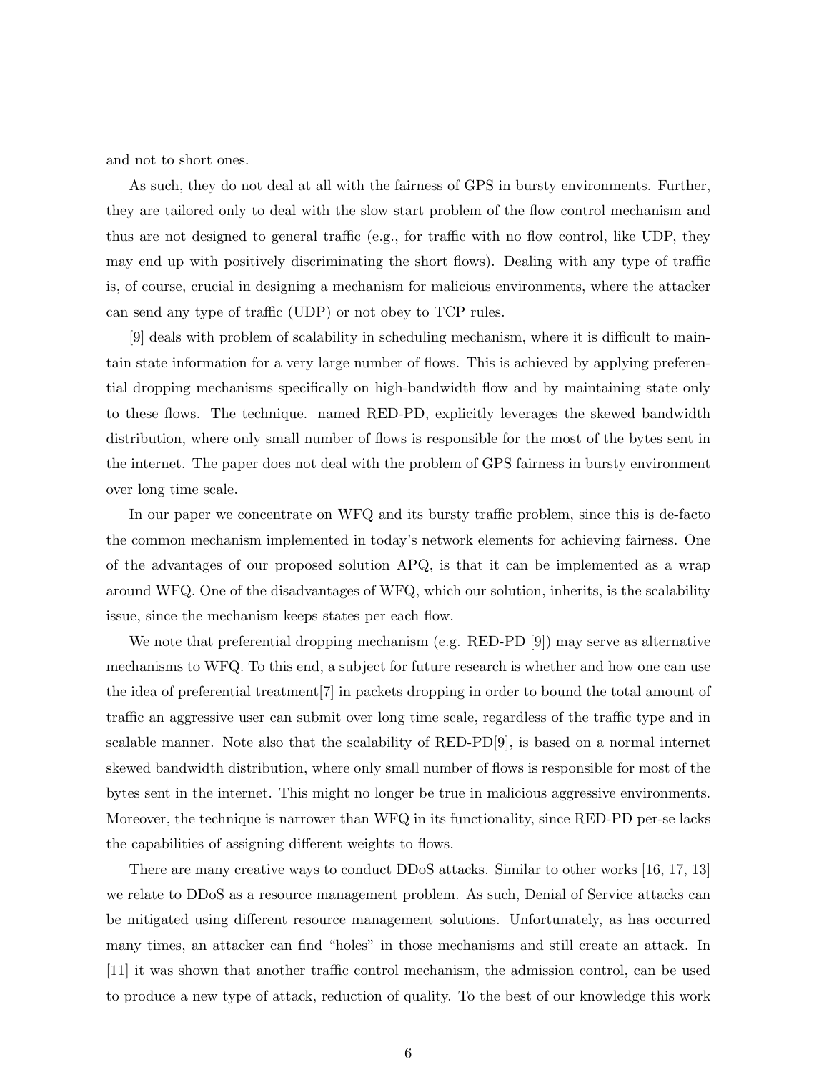and not to short ones.

As such, they do not deal at all with the fairness of GPS in bursty environments. Further, they are tailored only to deal with the slow start problem of the flow control mechanism and thus are not designed to general traffic (e.g., for traffic with no flow control, like UDP, they may end up with positively discriminating the short flows). Dealing with any type of traffic is, of course, crucial in designing a mechanism for malicious environments, where the attacker can send any type of traffic (UDP) or not obey to TCP rules.

[9] deals with problem of scalability in scheduling mechanism, where it is difficult to maintain state information for a very large number of flows. This is achieved by applying preferential dropping mechanisms specifically on high-bandwidth flow and by maintaining state only to these flows. The technique. named RED-PD, explicitly leverages the skewed bandwidth distribution, where only small number of flows is responsible for the most of the bytes sent in the internet. The paper does not deal with the problem of GPS fairness in bursty environment over long time scale.

In our paper we concentrate on WFQ and its bursty traffic problem, since this is de-facto the common mechanism implemented in today's network elements for achieving fairness. One of the advantages of our proposed solution APQ, is that it can be implemented as a wrap around WFQ. One of the disadvantages of WFQ, which our solution, inherits, is the scalability issue, since the mechanism keeps states per each flow.

We note that preferential dropping mechanism (e.g. RED-PD [9]) may serve as alternative mechanisms to WFQ. To this end, a subject for future research is whether and how one can use the idea of preferential treatment[7] in packets dropping in order to bound the total amount of traffic an aggressive user can submit over long time scale, regardless of the traffic type and in scalable manner. Note also that the scalability of RED-PD[9], is based on a normal internet skewed bandwidth distribution, where only small number of flows is responsible for most of the bytes sent in the internet. This might no longer be true in malicious aggressive environments. Moreover, the technique is narrower than WFQ in its functionality, since RED-PD per-se lacks the capabilities of assigning different weights to flows.

There are many creative ways to conduct DDoS attacks. Similar to other works [16, 17, 13] we relate to DDoS as a resource management problem. As such, Denial of Service attacks can be mitigated using different resource management solutions. Unfortunately, as has occurred many times, an attacker can find "holes" in those mechanisms and still create an attack. In [11] it was shown that another traffic control mechanism, the admission control, can be used to produce a new type of attack, reduction of quality. To the best of our knowledge this work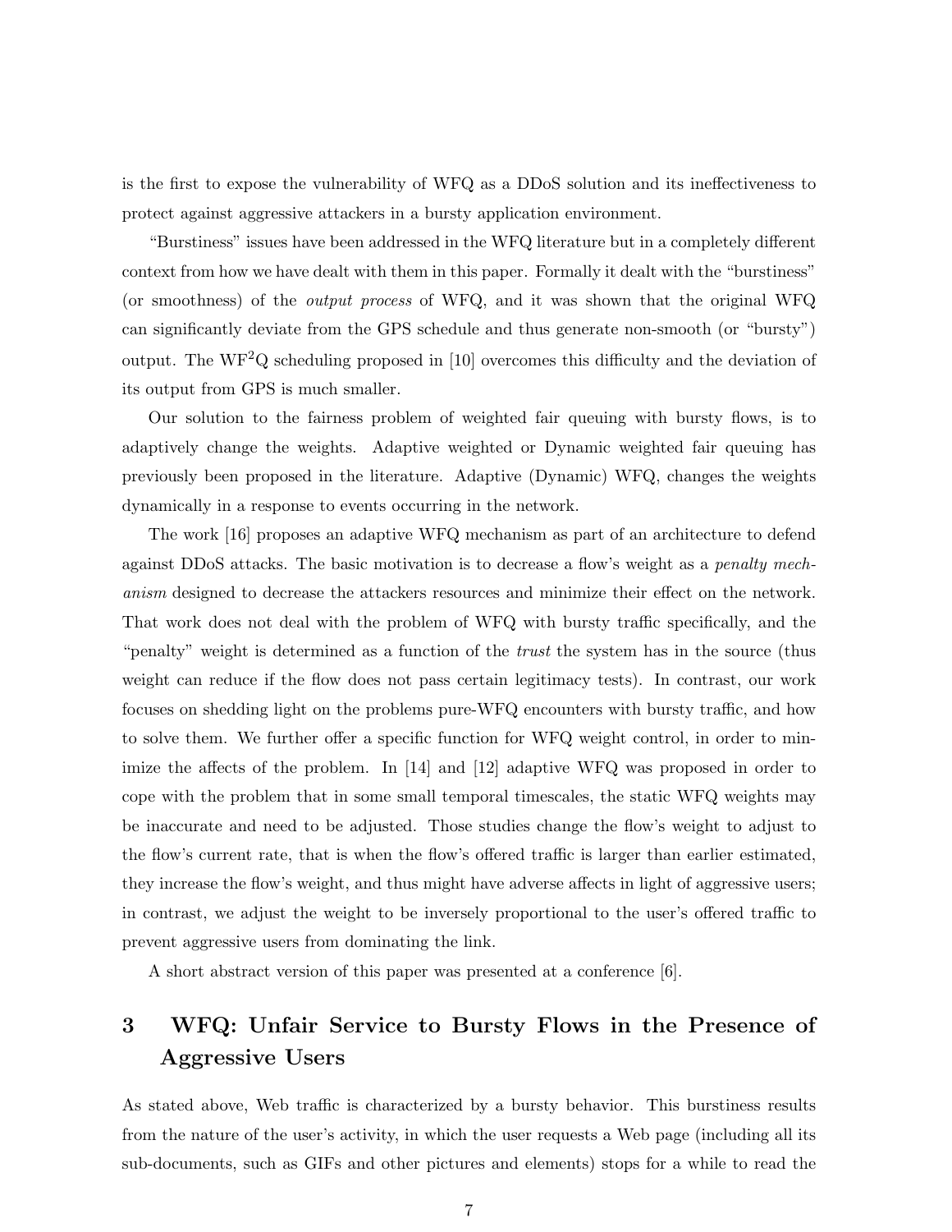is the first to expose the vulnerability of WFQ as a DDoS solution and its ineffectiveness to protect against aggressive attackers in a bursty application environment.

"Burstiness" issues have been addressed in the WFQ literature but in a completely different context from how we have dealt with them in this paper. Formally it dealt with the "burstiness" (or smoothness) of the *output process* of WFQ, and it was shown that the original WFQ can significantly deviate from the GPS schedule and thus generate non-smooth (or "bursty") output. The $WF^2Q$ scheduling proposed in [10] overcomes this difficulty and the deviation of its output from GPS is much smaller.

Our solution to the fairness problem of weighted fair queuing with bursty flows, is to adaptively change the weights. Adaptive weighted or Dynamic weighted fair queuing has previously been proposed in the literature. Adaptive (Dynamic) WFQ, changes the weights dynamically in a response to events occurring in the network.

The work [16] proposes an adaptive WFQ mechanism as part of an architecture to defend against DDoS attacks. The basic motivation is to decrease a flow's weight as a *penalty mechanism* designed to decrease the attackers resources and minimize their effect on the network. That work does not deal with the problem of WFQ with bursty traffic specifically, and the "penalty" weight is determined as a function of the *trust* the system has in the source (thus weight can reduce if the flow does not pass certain legitimacy tests). In contrast, our work focuses on shedding light on the problems pure-WFQ encounters with bursty traffic, and how to solve them. We further offer a specific function for WFQ weight control, in order to minimize the affects of the problem. In [14] and [12] adaptive WFQ was proposed in order to cope with the problem that in some small temporal timescales, the static WFQ weights may be inaccurate and need to be adjusted. Those studies change the flow's weight to adjust to the flow's current rate, that is when the flow's offered traffic is larger than earlier estimated, they increase the flow's weight, and thus might have adverse affects in light of aggressive users; in contrast, we adjust the weight to be inversely proportional to the user's offered traffic to prevent aggressive users from dominating the link.

A short abstract version of this paper was presented at a conference [6].

# 3 WFQ: Unfair Service to Bursty Flows in the Presence of Aggressive Users

As stated above, Web traffic is characterized by a bursty behavior. This burstiness results from the nature of the user's activity, in which the user requests a Web page (including all its sub-documents, such as GIFs and other pictures and elements) stops for a while to read the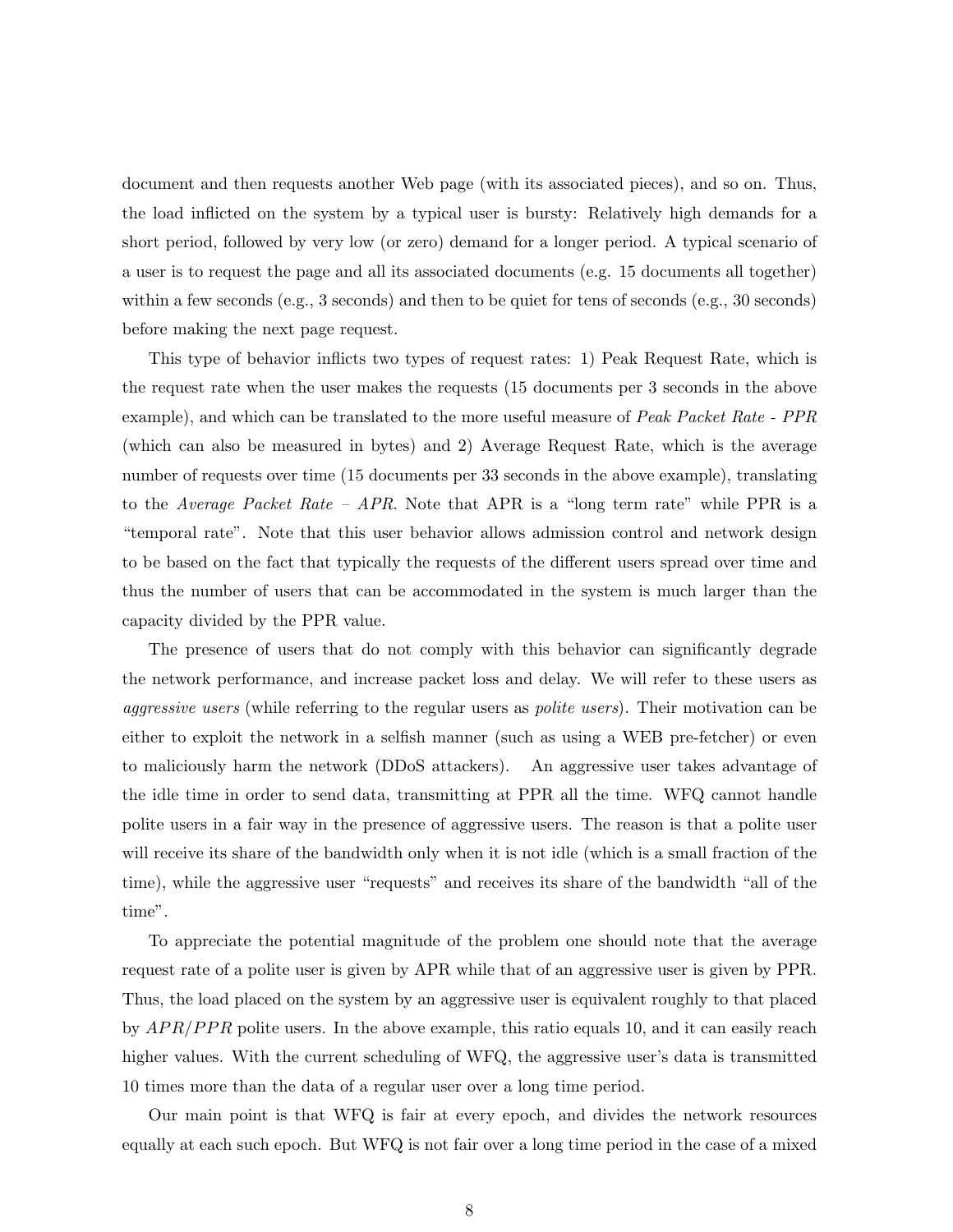document and then requests another Web page (with its associated pieces), and so on. Thus, the load inflicted on the system by a typical user is bursty: Relatively high demands for a short period, followed by very low (or zero) demand for a longer period. A typical scenario of a user is to request the page and all its associated documents (e.g. 15 documents all together) within a few seconds (e.g., 3 seconds) and then to be quiet for tens of seconds (e.g., 30 seconds) before making the next page request.

This type of behavior inflicts two types of request rates: 1) Peak Request Rate, which is the request rate when the user makes the requests (15 documents per 3 seconds in the above example), and which can be translated to the more useful measure of *Peak Packet Rate - PPR* (which can also be measured in bytes) and 2) Average Request Rate, which is the average number of requests over time (15 documents per 33 seconds in the above example), translating to the *Average Packet Rate – APR*. Note that APR is a "long term rate" while PPR is a "temporal rate". Note that this user behavior allows admission control and network design to be based on the fact that typically the requests of the different users spread over time and thus the number of users that can be accommodated in the system is much larger than the capacity divided by the PPR value.

The presence of users that do not comply with this behavior can significantly degrade the network performance, and increase packet loss and delay. We will refer to these users as *aggressive users* (while referring to the regular users as *polite users*). Their motivation can be either to exploit the network in a selfish manner (such as using a WEB pre-fetcher) or even to maliciously harm the network (DDoS attackers). An aggressive user takes advantage of the idle time in order to send data, transmitting at PPR all the time. WFQ cannot handle polite users in a fair way in the presence of aggressive users. The reason is that a polite user will receive its share of the bandwidth only when it is not idle (which is a small fraction of the time), while the aggressive user "requests" and receives its share of the bandwidth "all of the time".

To appreciate the potential magnitude of the problem one should note that the average request rate of a polite user is given by APR while that of an aggressive user is given by PPR. Thus, the load placed on the system by an aggressive user is equivalent roughly to that placed by $APR/PPR$ polite users. In the above example, this ratio equals 10, and it can easily reach higher values. With the current scheduling of WFQ, the aggressive user's data is transmitted 10 times more than the data of a regular user over a long time period.

Our main point is that WFQ is fair at every epoch, and divides the network resources equally at each such epoch. But WFQ is not fair over a long time period in the case of a mixed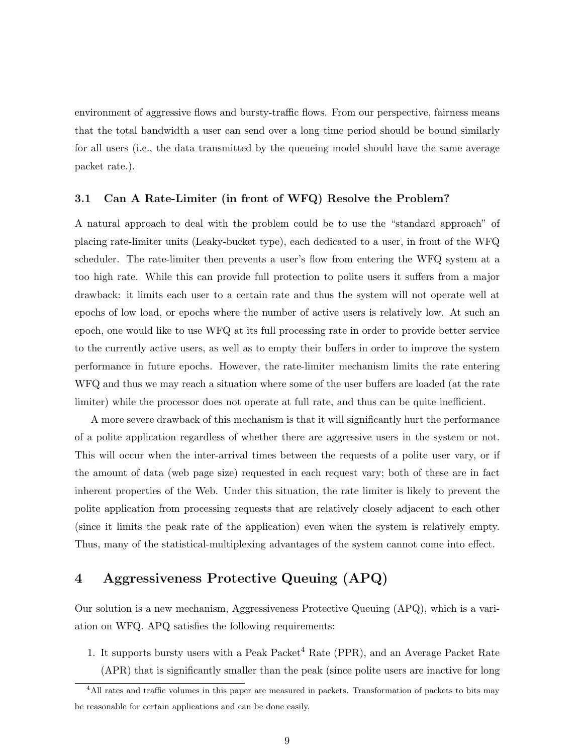environment of aggressive flows and bursty-traffic flows. From our perspective, fairness means that the total bandwidth a user can send over a long time period should be bound similarly for all users (i.e., the data transmitted by the queueing model should have the same average packet rate.).

### 3.1 Can A Rate-Limiter (in front of WFQ) Resolve the Problem?

A natural approach to deal with the problem could be to use the "standard approach" of placing rate-limiter units (Leaky-bucket type), each dedicated to a user, in front of the WFQ scheduler. The rate-limiter then prevents a user's flow from entering the WFQ system at a too high rate. While this can provide full protection to polite users it suffers from a major drawback: it limits each user to a certain rate and thus the system will not operate well at epochs of low load, or epochs where the number of active users is relatively low. At such an epoch, one would like to use WFQ at its full processing rate in order to provide better service to the currently active users, as well as to empty their buffers in order to improve the system performance in future epochs. However, the rate-limiter mechanism limits the rate entering WFQ and thus we may reach a situation where some of the user buffers are loaded (at the rate limiter) while the processor does not operate at full rate, and thus can be quite inefficient.

A more severe drawback of this mechanism is that it will significantly hurt the performance of a polite application regardless of whether there are aggressive users in the system or not. This will occur when the inter-arrival times between the requests of a polite user vary, or if the amount of data (web page size) requested in each request vary; both of these are in fact inherent properties of the Web. Under this situation, the rate limiter is likely to prevent the polite application from processing requests that are relatively closely adjacent to each other (since it limits the peak rate of the application) even when the system is relatively empty. Thus, many of the statistical-multiplexing advantages of the system cannot come into effect.

## 4 Aggressiveness Protective Queuing (APQ)

Our solution is a new mechanism, Aggressiveness Protective Queuing (APQ), which is a variation on WFQ. APQ satisfies the following requirements:

1. It supports bursty users with a Peak Packet[4] Rate (PPR), and an Average Packet Rate (APR) that is significantly smaller than the peak (since polite users are inactive for long

[4] All rates and traffic volumes in this paper are measured in packets. Transformation of packets to bits may be reasonable for certain applications and can be done easily.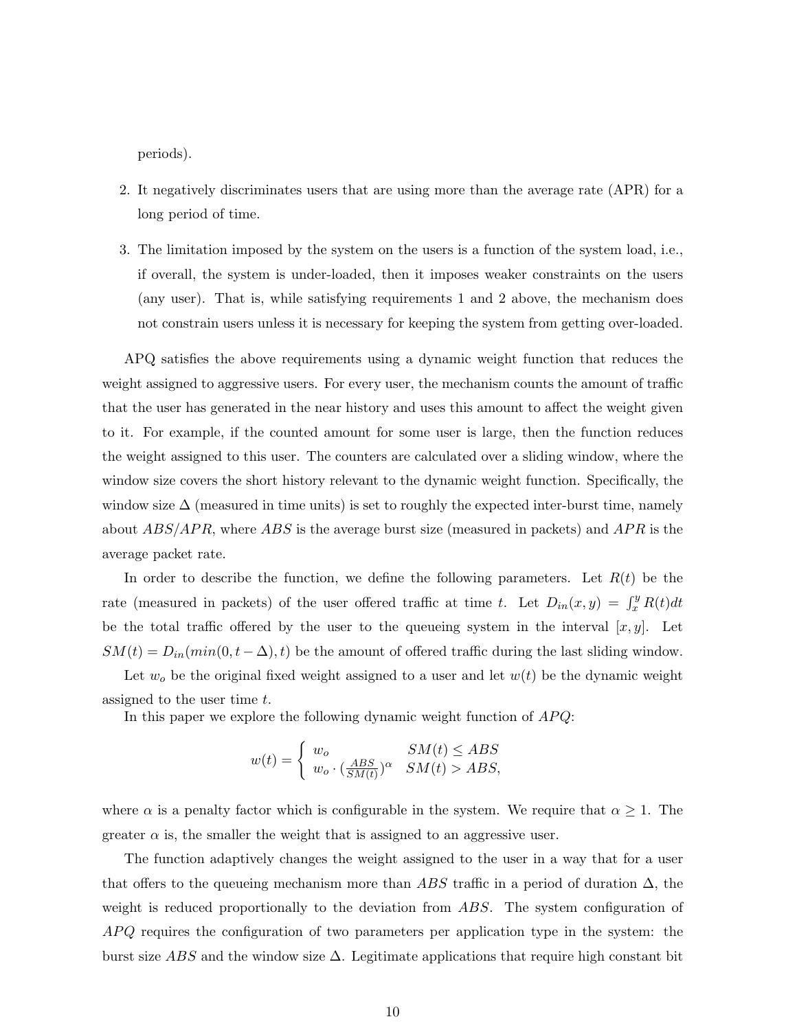periods).

2. It negatively discriminates users that are using more than the average rate (APR) for a long period of time.

3. The limitation imposed by the system on the users is a function of the system load, i.e., if overall, the system is under-loaded, then it imposes weaker constraints on the users (any user). That is, while satisfying requirements 1 and 2 above, the mechanism does not constrain users unless it is necessary for keeping the system from getting over-loaded.

APQ satisfies the above requirements using a dynamic weight function that reduces the weight assigned to aggressive users. For every user, the mechanism counts the amount of traffic that the user has generated in the near history and uses this amount to affect the weight given to it. For example, if the counted amount for some user is large, then the function reduces the weight assigned to this user. The counters are calculated over a sliding window, where the window size covers the short history relevant to the dynamic weight function. Specifically, the window size $\Delta$ (measured in time units) is set to roughly the expected inter-burst time, namely about $ABS/APR$, where $ABS$ is the average burst size (measured in packets) and $APR$ is the average packet rate.

In order to describe the function, we define the following parameters. Let $R(t)$ be the rate (measured in packets) of the user offered traffic at time $t$. Let $D_{in}(x, y) = \int_x^y R(t)dt$ be the total traffic offered by the user to the queueing system in the interval $[x, y]$. Let $SM(t) = D_{in}(min(0, t - \Delta), t)$ be the amount of offered traffic during the last sliding window.

Let $w_o$ be the original fixed weight assigned to a user and let $w(t)$ be the dynamic weight assigned to the user time $t$.

In this paper we explore the following dynamic weight function of $APQ$:

$$w(t) = \begin{cases} w_o & SM(t) \leq ABS \\ w_o \cdot (\frac{ABS}{SM(t)})^\alpha & SM(t) > ABS, \end{cases}$$

where $\alpha$ is a penalty factor which is configurable in the system. We require that $\alpha \geq 1$. The greater $\alpha$ is, the smaller the weight that is assigned to an aggressive user.

The function adaptively changes the weight assigned to the user in a way that for a user that offers to the queueing mechanism more than $ABS$ traffic in a period of duration $\Delta$, the weight is reduced proportionally to the deviation from $ABS$. The system configuration of $APQ$ requires the configuration of two parameters per application type in the system: the burst size $ABS$ and the window size $\Delta$. Legitimate applications that require high constant bit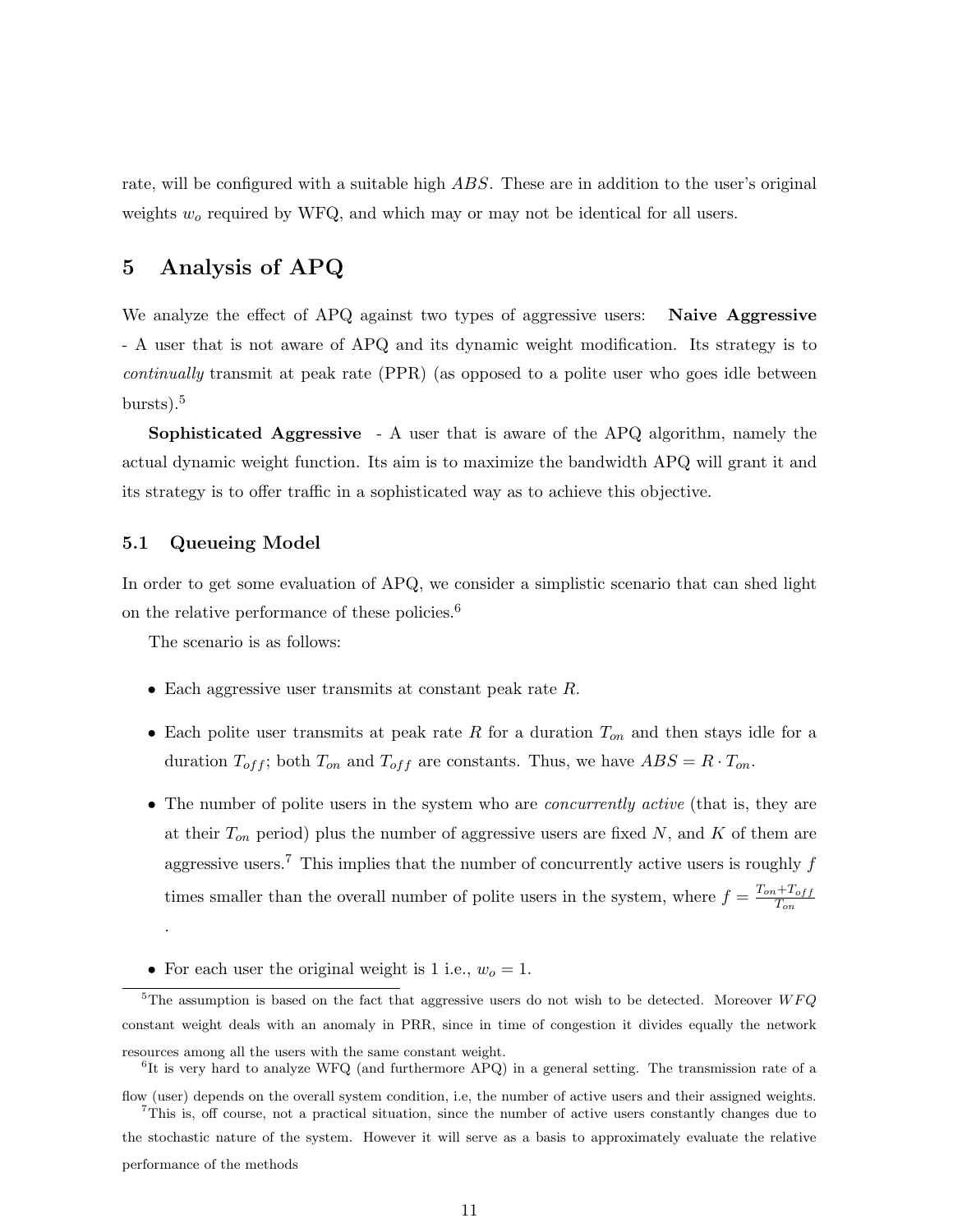rate, will be configured with a suitable high $ABS$. These are in addition to the user's original weights $w_o$ required by WFQ, and which may or may not be identical for all users.

# 5 Analysis of APQ

We analyze the effect of APQ against two types of aggressive users: **Naive Aggressive** - A user that is not aware of APQ and its dynamic weight modification. Its strategy is to *continually* transmit at peak rate (PPR) (as opposed to a polite user who goes idle between bursts).[5]

**Sophisticated Aggressive** - A user that is aware of the APQ algorithm, namely the actual dynamic weight function. Its aim is to maximize the bandwidth APQ will grant it and its strategy is to offer traffic in a sophisticated way as to achieve this objective.

## 5.1 Queueing Model

In order to get some evaluation of APQ, we consider a simplistic scenario that can shed light on the relative performance of these policies.[6]

The scenario is as follows:

- Each aggressive user transmits at constant peak rate $R$.
- Each polite user transmits at peak rate $R$ for a duration $T_{on}$ and then stays idle for a duration $T_{off}$; both $T_{on}$ and $T_{off}$ are constants. Thus, we have $ABS = R \cdot T_{on}$.
- The number of polite users in the system who are *concurrently active* (that is, they are at their $T_{on}$ period) plus the number of aggressive users are fixed $N$, and $K$ of them are aggressive users.[7] This implies that the number of concurrently active users is roughly $f$ times smaller than the overall number of polite users in the system, where $f = \frac{T_{on}+T_{off}}{T_{on}}$.
- For each user the original weight is 1 i.e., $w_o = 1$.

[5] The assumption is based on the fact that aggressive users do not wish to be detected. Moreover $WFQ$ constant weight deals with an anomaly in PRR, since in time of congestion it divides equally the network resources among all the users with the same constant weight.

[6] It is very hard to analyze WFQ (and furthermore APQ) in a general setting. The transmission rate of a flow (user) depends on the overall system condition, i.e, the number of active users and their assigned weights.

[7] This is, off course, not a practical situation, since the number of active users constantly changes due to the stochastic nature of the system. However it will serve as a basis to approximately evaluate the relative performance of the methods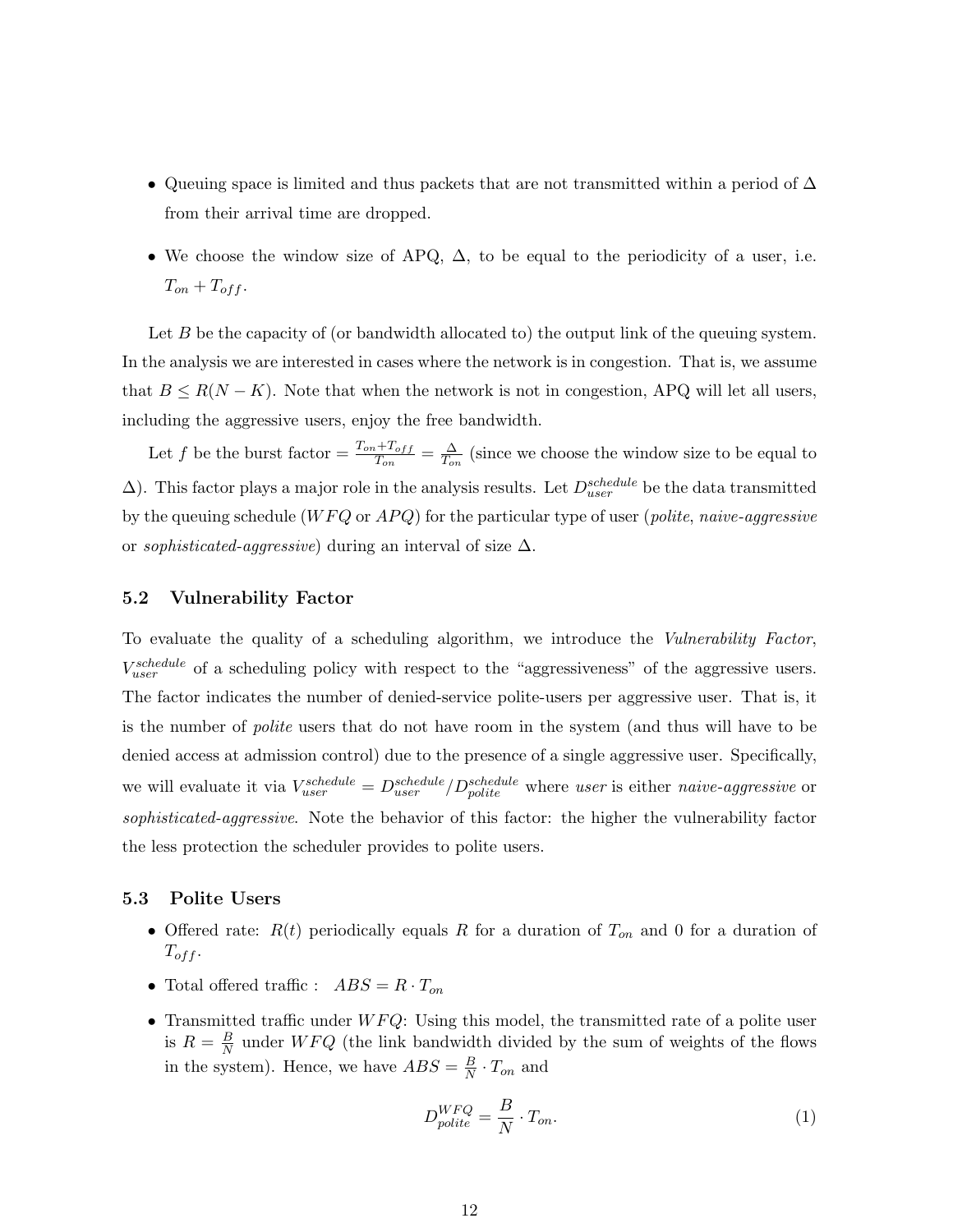- Queuing space is limited and thus packets that are not transmitted within a period of $\Delta$ from their arrival time are dropped.
- We choose the window size of APQ, $\Delta$, to be equal to the periodicity of a user, i.e. $T_{on} + T_{off}$.

Let $B$ be the capacity of (or bandwidth allocated to) the output link of the queuing system. In the analysis we are interested in cases where the network is in congestion. That is, we assume that $B \leq R(N - K)$. Note that when the network is not in congestion, APQ will let all users, including the aggressive users, enjoy the free bandwidth.

Let $f$ be the burst factor $= \frac{T_{on}+T_{off}}{T_{on}} = \frac{\Delta}{T_{on}}$ (since we choose the window size to be equal to $\Delta$). This factor plays a major role in the analysis results. Let $D_{user}^{schedule}$ be the data transmitted by the queuing schedule ($WFQ$ or $APQ$) for the particular type of user (*polite*, *naive-aggressive* or *sophisticated-aggressive*) during an interval of size $\Delta$.

### 5.2 Vulnerability Factor

To evaluate the quality of a scheduling algorithm, we introduce the *Vulnerability Factor*, $V_{user}^{schedule}$ of a scheduling policy with respect to the "aggressiveness" of the aggressive users. The factor indicates the number of denied-service polite-users per aggressive user. That is, it is the number of *polite* users that do not have room in the system (and thus will have to be denied access at admission control) due to the presence of a single aggressive user. Specifically, we will evaluate it via $V_{user}^{schedule} = D_{user}^{schedule} / D_{polite}^{schedule}$ where *user* is either *naive-aggressive* or *sophisticated-aggressive*. Note the behavior of this factor: the higher the vulnerability factor the less protection the scheduler provides to polite users.

### 5.3 Polite Users

- Offered rate: $R(t)$ periodically equals $R$ for a duration of $T_{on}$ and 0 for a duration of $T_{off}$.
- Total offered traffic : $ABS = R \cdot T_{on}$
- Transmitted traffic under $WFQ$: Using this model, the transmitted rate of a polite user is $R = \frac{B}{N}$ under $WFQ$ (the link bandwidth divided by the sum of weights of the flows in the system). Hence, we have $ABS = \frac{B}{N} \cdot T_{on}$ and

$$D_{polite}^{WFQ} = \frac{B}{N} \cdot T_{on}. \tag{1}$$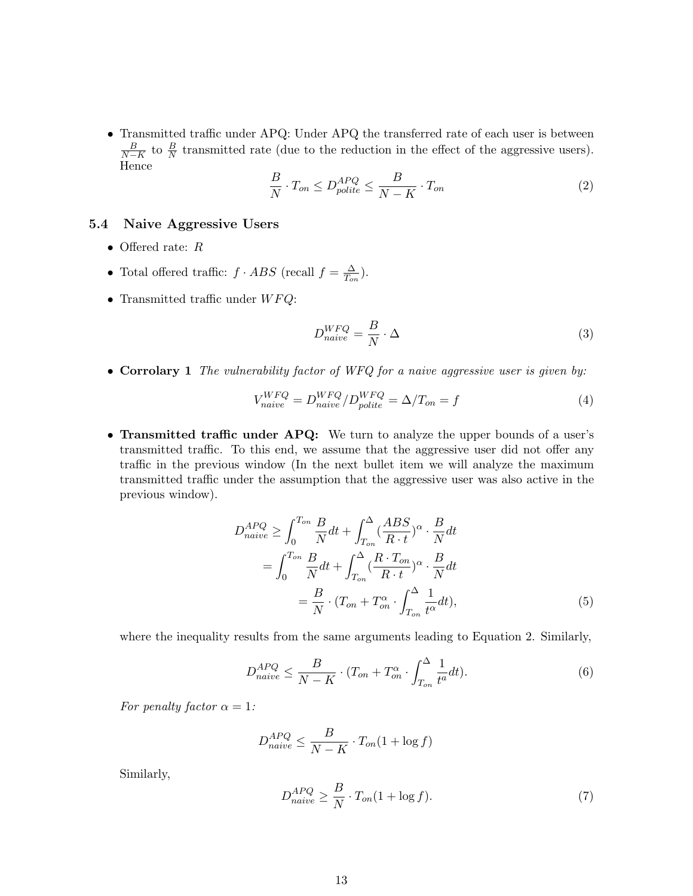- Transmitted traffic under APQ: Under APQ the transferred rate of each user is between $\frac{B}{N-K}$ to $\frac{B}{N}$ transmitted rate (due to the reduction in the effect of the aggressive users). Hence

$$\frac{B}{N} \cdot T_{on} \leq D^{APQ}_{polite} \leq \frac{B}{N-K} \cdot T_{on} \tag{2}$$

### 5.4 Naive Aggressive Users

- Offered rate: $R$
- Total offered traffic: $f \cdot ABS$ (recall $f = \frac{\Delta}{T_{on}}$).
- Transmitted traffic under $WFQ$:

$$D^{WFQ}_{naive} = \frac{B}{N} \cdot \Delta \tag{3}$$

- **Corrolary 1** *The vulnerability factor of WFQ for a naive aggressive user is given by:*

$$V^{WFQ}_{naive} = D^{WFQ}_{naive} / D^{WFQ}_{polite} = \Delta / T_{on} = f \tag{4}$$

- **Transmitted traffic under APQ:** We turn to analyze the upper bounds of a user's transmitted traffic. To this end, we assume that the aggressive user did not offer any traffic in the previous window (In the next bullet item we will analyze the maximum transmitted traffic under the assumption that the aggressive user was also active in the previous window).

$$\begin{aligned} D^{APQ}_{naive} &\geq \int_0^{T_{on}} \frac{B}{N} dt + \int_{T_{on}}^{\Delta} (\frac{ABS}{R \cdot t})^{\alpha} \cdot \frac{B}{N} dt \\ &= \int_0^{T_{on}} \frac{B}{N} dt + \int_{T_{on}}^{\Delta} (\frac{R \cdot T_{on}}{R \cdot t})^{\alpha} \cdot \frac{B}{N} dt \\ &= \frac{B}{N} \cdot (T_{on} + T^{\alpha}_{on} \cdot \int_{T_{on}}^{\Delta} \frac{1}{t^{\alpha}} dt), \end{aligned} \tag{5}$$

where the inequality results from the same arguments leading to Equation 2. Similarly,

$$D^{APQ}_{naive} \leq \frac{B}{N-K} \cdot (T_{on} + T^{\alpha}_{on} \cdot \int_{T_{on}}^{\Delta} \frac{1}{t^{a}} dt). \tag{6}$$

*For penalty factor $\alpha = 1$:*

$$D^{APQ}_{naive} \leq \frac{B}{N-K} \cdot T_{on}(1 + \log f)$$

Similarly,

$$D^{APQ}_{naive} \geq \frac{B}{N} \cdot T_{on}(1 + \log f). \tag{7}$$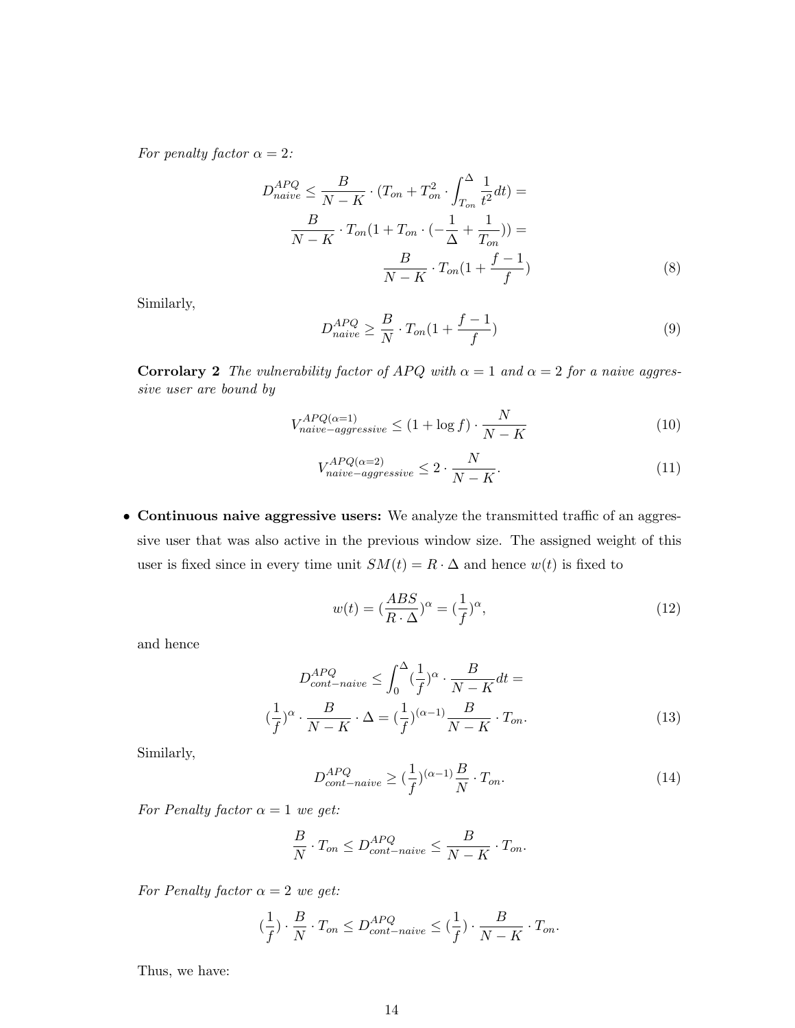*For penalty factor $\alpha = 2$:*

$$D_{naive}^{APQ} \leq \frac{B}{N-K} \cdot (T_{on} + T_{on}^2 \cdot \int_{T_{on}}^{\Delta} \frac{1}{t^2} dt) =$$

$$\frac{B}{N-K} \cdot T_{on}(1 + T_{on} \cdot (-\frac{1}{\Delta} + \frac{1}{T_{on}})) =$$

$$\frac{B}{N-K} \cdot T_{on}(1 + \frac{f-1}{f}) \tag{8}$$

Similarly,

$$D_{naive}^{APQ} \geq \frac{B}{N} \cdot T_{on}(1 + \frac{f-1}{f}) \tag{9}$$

**Corrolary 2** *The vulnerability factor of APQ with $\alpha = 1$ and $\alpha = 2$ for a naive aggressive user are bound by*

$$V_{naive-aggressive}^{APQ(\alpha=1)} \leq (1 + \log f) \cdot \frac{N}{N-K} \tag{10}$$

$$V_{naive-aggressive}^{APQ(\alpha=2)} \leq 2 \cdot \frac{N}{N-K}. \tag{11}$$

- **Continuous naive aggressive users:** We analyze the transmitted traffic of an aggressive user that was also active in the previous window size. The assigned weight of this user is fixed since in every time unit $SM(t) = R \cdot \Delta$ and hence $w(t)$ is fixed to

$$w(t) = (\frac{ABS}{R \cdot \Delta})^{\alpha} = (\frac{1}{f})^{\alpha}, \tag{12}$$

and hence

$$D_{cont-naive}^{APQ} \leq \int_0^{\Delta} (\frac{1}{f})^{\alpha} \cdot \frac{B}{N-K} dt =$$

$$(\frac{1}{f})^{\alpha} \cdot \frac{B}{N-K} \cdot \Delta = (\frac{1}{f})^{(\alpha-1)} \frac{B}{N-K} \cdot T_{on}. \tag{13}$$

Similarly,

$$D_{cont-naive}^{APQ} \geq (\frac{1}{f})^{(\alpha-1)} \frac{B}{N} \cdot T_{on}. \tag{14}$$

*For Penalty factor $\alpha = 1$ we get:*

$$\frac{B}{N} \cdot T_{on} \leq D_{cont-naive}^{APQ} \leq \frac{B}{N-K} \cdot T_{on}.$$

*For Penalty factor $\alpha = 2$ we get:*

$$(\frac{1}{f}) \cdot \frac{B}{N} \cdot T_{on} \leq D_{cont-naive}^{APQ} \leq (\frac{1}{f}) \cdot \frac{B}{N-K} \cdot T_{on}.$$

Thus, we have: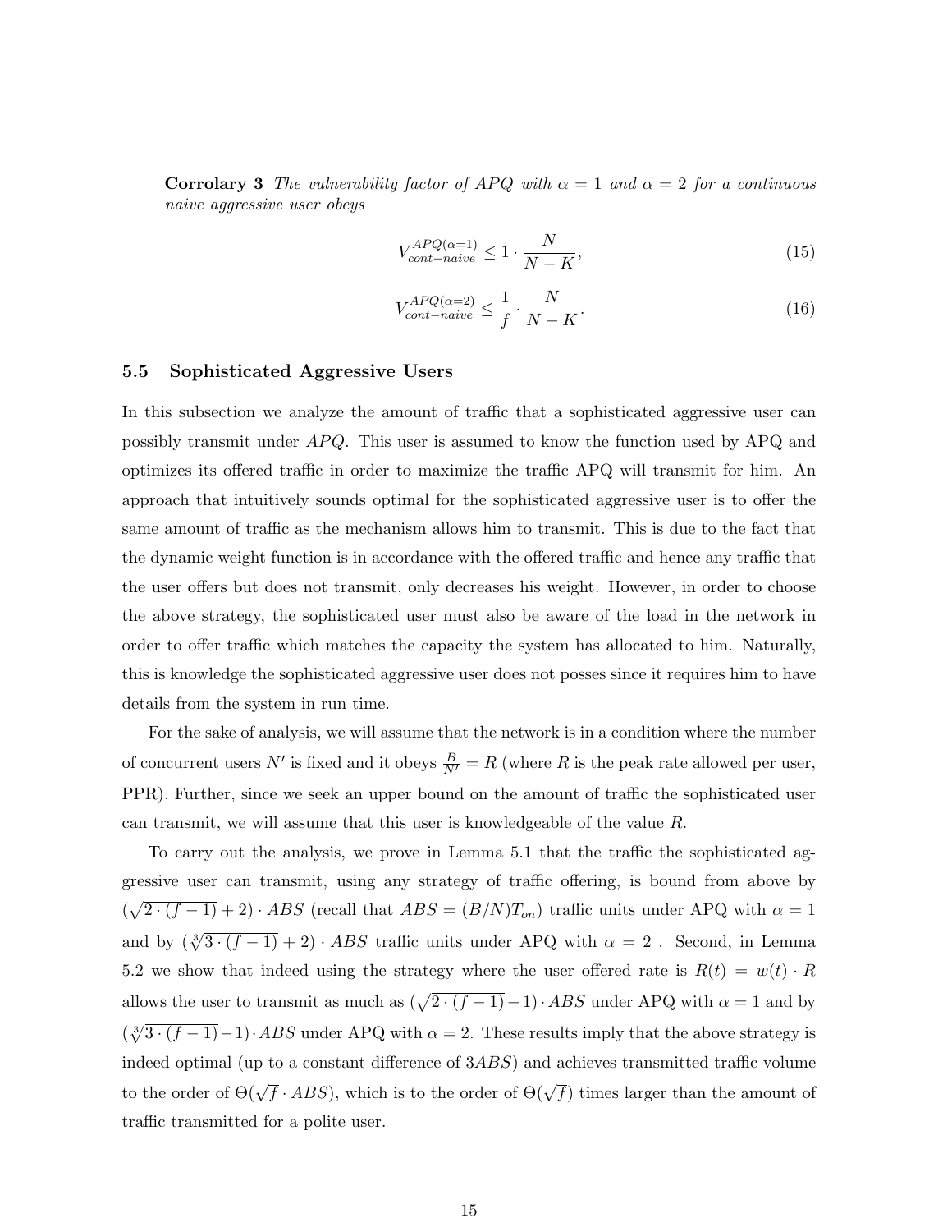**Corrolary 3** *The vulnerability factor of APQ with $\alpha = 1$ and $\alpha = 2$ for a continuous naive aggressive user obeys*

$$V_{cont-naive}^{APQ(\alpha=1)} \leq 1 \cdot \frac{N}{N-K}, \tag{15}$$

$$V_{cont-naive}^{APQ(\alpha=2)} \leq \frac{1}{f} \cdot \frac{N}{N-K}. \tag{16}$$

### 5.5 Sophisticated Aggressive Users

In this subsection we analyze the amount of traffic that a sophisticated aggressive user can possibly transmit under *APQ*. This user is assumed to know the function used by APQ and optimizes its offered traffic in order to maximize the traffic APQ will transmit for him. An approach that intuitively sounds optimal for the sophisticated aggressive user is to offer the same amount of traffic as the mechanism allows him to transmit. This is due to the fact that the dynamic weight function is in accordance with the offered traffic and hence any traffic that the user offers but does not transmit, only decreases his weight. However, in order to choose the above strategy, the sophisticated user must also be aware of the load in the network in order to offer traffic which matches the capacity the system has allocated to him. Naturally, this is knowledge the sophisticated aggressive user does not posses since it requires him to have details from the system in run time.

For the sake of analysis, we will assume that the network is in a condition where the number of concurrent users $N'$ is fixed and it obeys $\frac{B}{N'} = R$ (where $R$ is the peak rate allowed per user, PPR). Further, since we seek an upper bound on the amount of traffic the sophisticated user can transmit, we will assume that this user is knowledgeable of the value $R$.

To carry out the analysis, we prove in Lemma 5.1 that the traffic the sophisticated aggressive user can transmit, using any strategy of traffic offering, is bound from above by $(\sqrt{2 \cdot (f-1)} + 2) \cdot ABS$ (recall that $ABS = (B/N)T_{on}$) traffic units under APQ with $\alpha = 1$ and by $(\sqrt[3]{3 \cdot (f-1)} + 2) \cdot ABS$ traffic units under APQ with $\alpha = 2$ . Second, in Lemma 5.2 we show that indeed using the strategy where the user offered rate is $R(t) = w(t) \cdot R$ allows the user to transmit as much as $(\sqrt{2 \cdot (f-1)} - 1) \cdot ABS$ under APQ with $\alpha = 1$ and by $(\sqrt[3]{3 \cdot (f-1)} - 1) \cdot ABS$ under APQ with $\alpha = 2$. These results imply that the above strategy is indeed optimal (up to a constant difference of $3ABS$) and achieves transmitted traffic volume to the order of $\Theta(\sqrt{f} \cdot ABS)$, which is to the order of $\Theta(\sqrt{f})$ times larger than the amount of traffic transmitted for a polite user.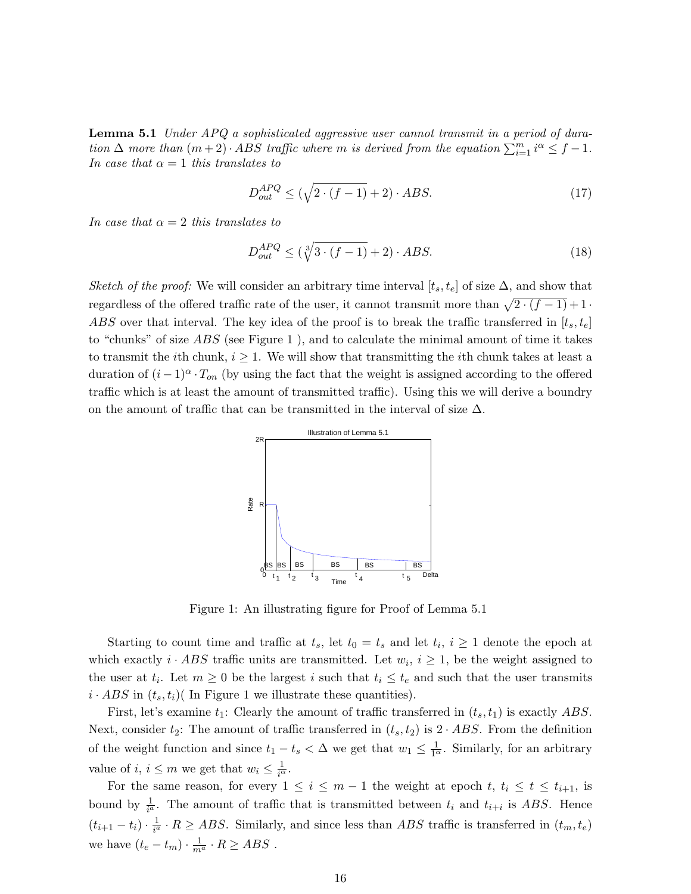**Lemma 5.1** *Under APQ a sophisticated aggressive user cannot transmit in a period of duration $\Delta$ more than $(m+2) \cdot ABS$ traffic where $m$ is derived from the equation $\sum_{i=1}^{m} i^{\alpha} \leq f-1$. In case that $\alpha = 1$ this translates to*

$$D_{out}^{APQ} \leq (\sqrt{2 \cdot (f-1)} + 2) \cdot ABS. \tag{17}$$

*In case that $\alpha = 2$ this translates to*

$$D_{out}^{APQ} \leq (\sqrt[3]{3 \cdot (f-1)} + 2) \cdot ABS. \tag{18}$$

*Sketch of the proof:* We will consider an arbitrary time interval $[t_s, t_e]$ of size $\Delta$, and show that regardless of the offered traffic rate of the user, it cannot transmit more than $\sqrt{2 \cdot (f-1)} + 1 \cdot ABS$ over that interval. The key idea of the proof is to break the traffic transferred in $[t_s, t_e]$ to "chunks" of size $ABS$ (see Figure 1 ), and to calculate the minimal amount of time it takes to transmit the $i$th chunk, $i \geq 1$. We will show that transmitting the $i$th chunk takes at least a duration of $(i-1)^{\alpha} \cdot T_{on}$ (by using the fact that the weight is assigned according to the offered traffic which is at least the amount of transmitted traffic). Using this we will derive a boundry on the amount of traffic that can be transmitted in the interval of size $\Delta$.

Figure 1: An illustrating figure for Proof of Lemma 5.1

Starting to count time and traffic at $t_s$, let $t_0 = t_s$ and let $t_i$, $i \geq 1$ denote the epoch at which exactly $i \cdot ABS$ traffic units are transmitted. Let $w_i$, $i \geq 1$, be the weight assigned to the user at $t_i$. Let $m \geq 0$ be the largest $i$ such that $t_i \leq t_e$ and such that the user transmits $i \cdot ABS$ in $(t_s, t_i)$( In Figure 1 we illustrate these quantities).

First, let's examine $t_1$: Clearly the amount of traffic transferred in $(t_s, t_1)$ is exactly $ABS$. Next, consider $t_2$: The amount of traffic transferred in $(t_s, t_2)$ is $2 \cdot ABS$. From the definition of the weight function and since $t_1 - t_s < \Delta$ we get that $w_1 \leq \frac{1}{1^{\alpha}}$. Similarly, for an arbitrary value of $i$, $i \leq m$ we get that $w_i \leq \frac{1}{i^{\alpha}}$.

For the same reason, for every $1 \leq i \leq m-1$ the weight at epoch $t$, $t_i \leq t \leq t_{i+1}$, is bound by $\frac{1}{i^a}$. The amount of traffic that is transmitted between $t_i$ and $t_{i+i}$ is $ABS$. Hence $(t_{i+1} - t_i) \cdot \frac{1}{i^a} \cdot R \geq ABS$. Similarly, and since less than $ABS$ traffic is transferred in $(t_m, t_e)$ we have $(t_e - t_m) \cdot \frac{1}{m^a} \cdot R \geq ABS$ .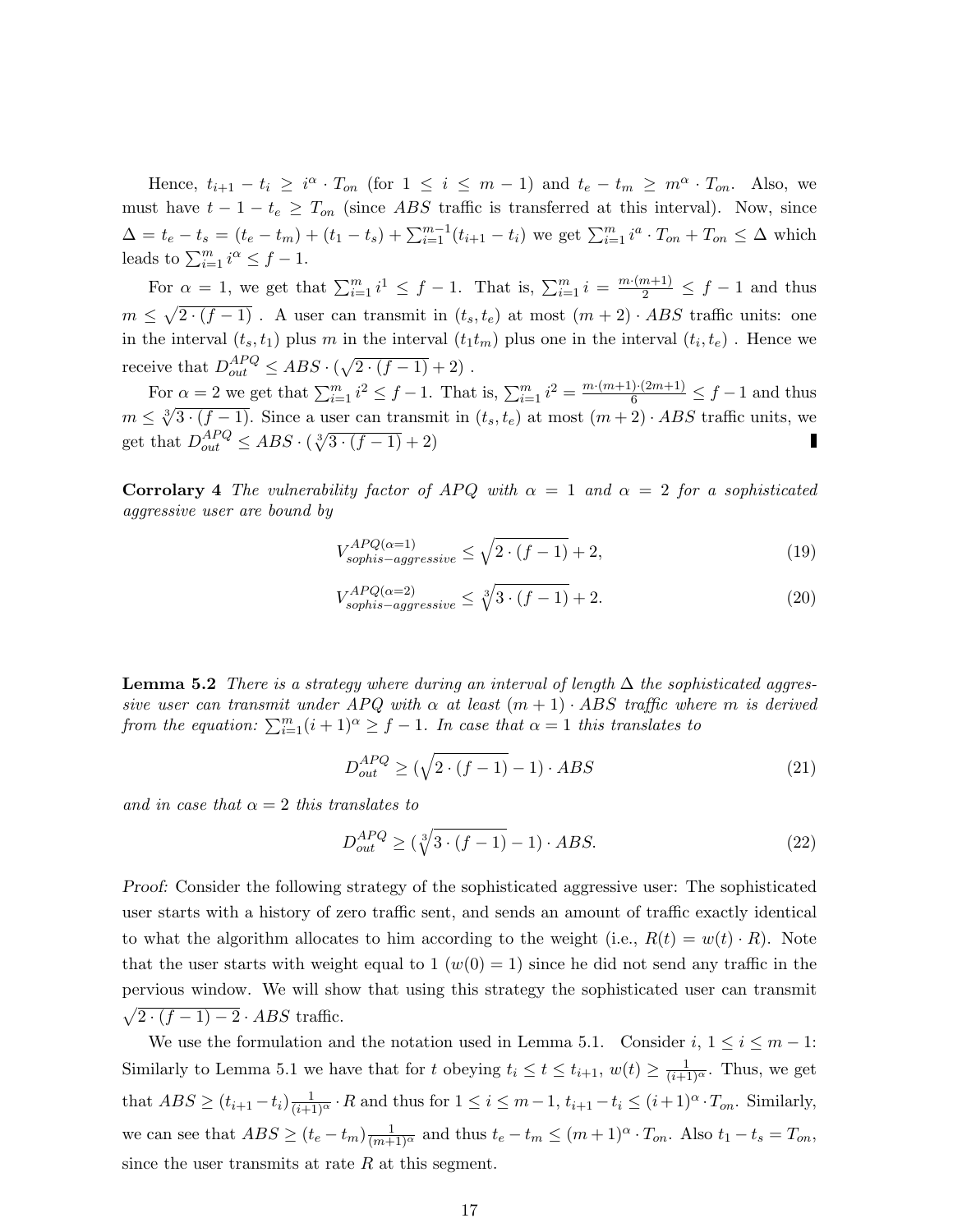Hence, $t_{i+1} - t_i \geq i^\alpha \cdot T_{on}$ (for $1 \leq i \leq m-1$) and $t_e - t_m \geq m^\alpha \cdot T_{on}$. Also, we must have $t - 1 - t_e \geq T_{on}$ (since $ABS$ traffic is transferred at this interval). Now, since $\Delta = t_e - t_s = (t_e - t_m) + (t_1 - t_s) + \sum_{i=1}^{m-1}(t_{i+1} - t_i)$ we get $\sum_{i=1}^{m} i^a \cdot T_{on} + T_{on} \leq \Delta$ which leads to $\sum_{i=1}^{m} i^\alpha \leq f - 1$.

For $\alpha = 1$, we get that $\sum_{i=1}^{m} i^1 \leq f-1$. That is, $\sum_{i=1}^{m} i = \frac{m\cdot(m+1)}{2} \leq f-1$ and thus $m \leq \sqrt{2 \cdot (f-1)}$ . A user can transmit in $(t_s, t_e)$ at most $(m+2) \cdot ABS$ traffic units: one in the interval $(t_s, t_1)$ plus $m$ in the interval $(t_1 t_m)$ plus one in the interval $(t_i, t_e)$ . Hence we receive that $D_{out}^{APQ} \leq ABS \cdot (\sqrt{2 \cdot (f-1)} + 2)$ .

For $\alpha = 2$ we get that $\sum_{i=1}^{m} i^2 \leq f-1$. That is, $\sum_{i=1}^{m} i^2 = \frac{m\cdot(m+1)\cdot(2m+1)}{6} \leq f-1$ and thus $m \leq \sqrt[3]{3 \cdot (f-1)}$. Since a user can transmit in $(t_s, t_e)$ at most $(m+2) \cdot ABS$ traffic units, we get that $D_{out}^{APQ} \leq ABS \cdot (\sqrt[3]{3 \cdot (f-1)} + 2)$ ∎

**Corrolary 4** *The vulnerability factor of APQ with $\alpha = 1$ and $\alpha = 2$ for a sophisticated aggressive user are bound by*

$$V_{sophis-aggressive}^{APQ(\alpha=1)} \leq \sqrt{2 \cdot (f-1)} + 2, \tag{19}$$

$$V_{sophis-aggressive}^{APQ(\alpha=2)} \leq \sqrt[3]{3 \cdot (f-1)} + 2. \tag{20}$$

**Lemma 5.2** *There is a strategy where during an interval of length $\Delta$ the sophisticated aggressive user can transmit under APQ with $\alpha$ at least $(m+1) \cdot ABS$ traffic where $m$ is derived from the equation: $\sum_{i=1}^{m}(i+1)^\alpha \geq f-1$. In case that $\alpha = 1$ this translates to*

$$D_{out}^{APQ} \geq (\sqrt{2 \cdot (f-1)} - 1) \cdot ABS \tag{21}$$

*and in case that $\alpha = 2$ this translates to*

$$D_{out}^{APQ} \geq (\sqrt[3]{3 \cdot (f-1)} - 1) \cdot ABS. \tag{22}$$

*Proof:* Consider the following strategy of the sophisticated aggressive user: The sophisticated user starts with a history of zero traffic sent, and sends an amount of traffic exactly identical to what the algorithm allocates to him according to the weight (i.e., $R(t) = w(t) \cdot R$). Note that the user starts with weight equal to 1 ($w(0) = 1$) since he did not send any traffic in the pervious window. We will show that using this strategy the sophisticated user can transmit $\sqrt{2 \cdot (f-1) - 2} \cdot ABS$ traffic.

We use the formulation and the notation used in Lemma 5.1. Consider $i$, $1 \leq i \leq m-1$: Similarly to Lemma 5.1 we have that for $t$ obeying $t_i \leq t \leq t_{i+1}$, $w(t) \geq \frac{1}{(i+1)^\alpha}$. Thus, we get that $ABS \geq (t_{i+1} - t_i)\frac{1}{(i+1)^\alpha} \cdot R$ and thus for $1 \leq i \leq m-1$, $t_{i+1} - t_i \leq (i+1)^\alpha \cdot T_{on}$. Similarly, we can see that $ABS \geq (t_e - t_m)\frac{1}{(m+1)^\alpha}$ and thus $t_e - t_m \leq (m+1)^\alpha \cdot T_{on}$. Also $t_1 - t_s = T_{on}$, since the user transmits at rate $R$ at this segment.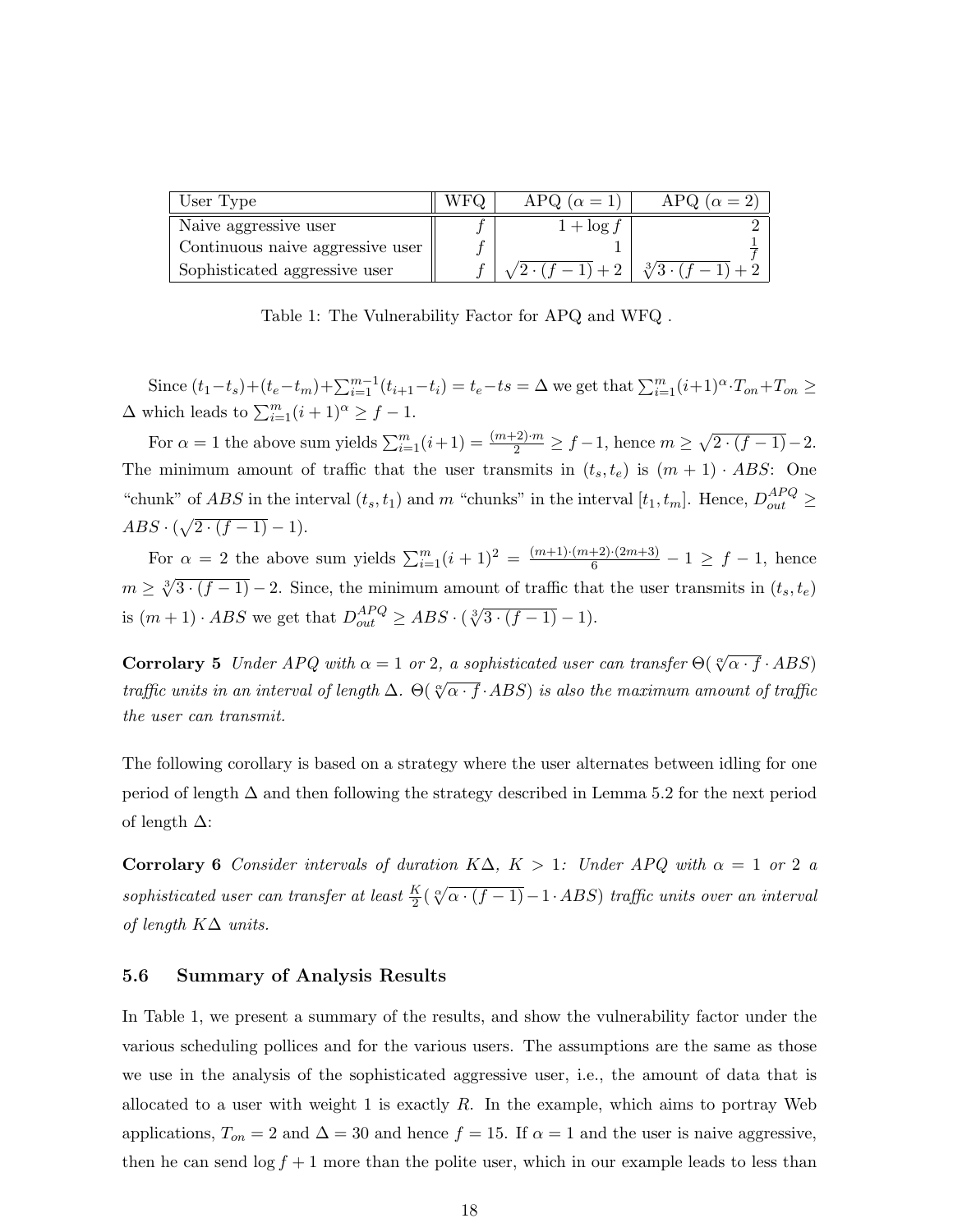| User Type | WFQ | APQ ($\alpha = 1$) | APQ ($\alpha = 2$) |
|---|---|---|---|
| Naive aggressive user | $f$ | $1 + \log f$ | $2$ |
| Continuous naive aggressive user | $f$ | $1$ | $\frac{1}{f}$ |
| Sophisticated aggressive user | $f$ | $\sqrt{2 \cdot (f-1)} + 2$ | $\sqrt[3]{3 \cdot (f-1)} + 2$ |

Table 1: The Vulnerability Factor for APQ and WFQ .

Since $(t_1 - t_s) + (t_e - t_m) + \sum_{i=1}^{m-1}(t_{i+1} - t_i) = t_e - ts = \Delta$ we get that $\sum_{i=1}^{m}(i+1)^{\alpha} \cdot T_{on} + T_{on} \geq \Delta$ which leads to $\sum_{i=1}^{m}(i+1)^{\alpha} \geq f - 1$.

For $\alpha = 1$ the above sum yields $\sum_{i=1}^{m}(i+1) = \frac{(m+2) \cdot m}{2} \geq f - 1$, hence $m \geq \sqrt{2 \cdot (f-1)} - 2$. The minimum amount of traffic that the user transmits in $(t_s, t_e)$ is $(m+1) \cdot ABS$: One "chunk" of $ABS$ in the interval $(t_s, t_1)$ and $m$ "chunks" in the interval $[t_1, t_m]$. Hence, $D_{out}^{APQ} \geq ABS \cdot (\sqrt{2 \cdot (f-1)} - 1)$.

For $\alpha = 2$ the above sum yields $\sum_{i=1}^{m}(i+1)^2 = \frac{(m+1) \cdot (m+2) \cdot (2m+3)}{6} - 1 \geq f - 1$, hence $m \geq \sqrt[3]{3 \cdot (f-1)} - 2$. Since, the minimum amount of traffic that the user transmits in $(t_s, t_e)$ is $(m+1) \cdot ABS$ we get that $D_{out}^{APQ} \geq ABS \cdot (\sqrt[3]{3 \cdot (f-1)} - 1)$.

**Corrolary 5** *Under APQ with $\alpha = 1$ or 2, a sophisticated user can transfer $\Theta(\sqrt[\alpha]{\alpha \cdot f} \cdot ABS)$ traffic units in an interval of length $\Delta$. $\Theta(\sqrt[\alpha]{\alpha \cdot f} \cdot ABS)$ is also the maximum amount of traffic the user can transmit.*

The following corollary is based on a strategy where the user alternates between idling for one period of length $\Delta$ and then following the strategy described in Lemma 5.2 for the next period of length $\Delta$:

**Corrolary 6** *Consider intervals of duration $K\Delta$, $K > 1$: Under APQ with $\alpha = 1$ or 2 a sophisticated user can transfer at least $\frac{K}{2}(\sqrt[\alpha]{\alpha \cdot (f-1)} - 1 \cdot ABS)$ traffic units over an interval of length $K\Delta$ units.*

### 5.6 Summary of Analysis Results

In Table 1, we present a summary of the results, and show the vulnerability factor under the various scheduling pollices and for the various users. The assumptions are the same as those we use in the analysis of the sophisticated aggressive user, i.e., the amount of data that is allocated to a user with weight 1 is exactly $R$. In the example, which aims to portray Web applications, $T_{on} = 2$ and $\Delta = 30$ and hence $f = 15$. If $\alpha = 1$ and the user is naive aggressive, then he can send $\log f + 1$ more than the polite user, which in our example leads to less than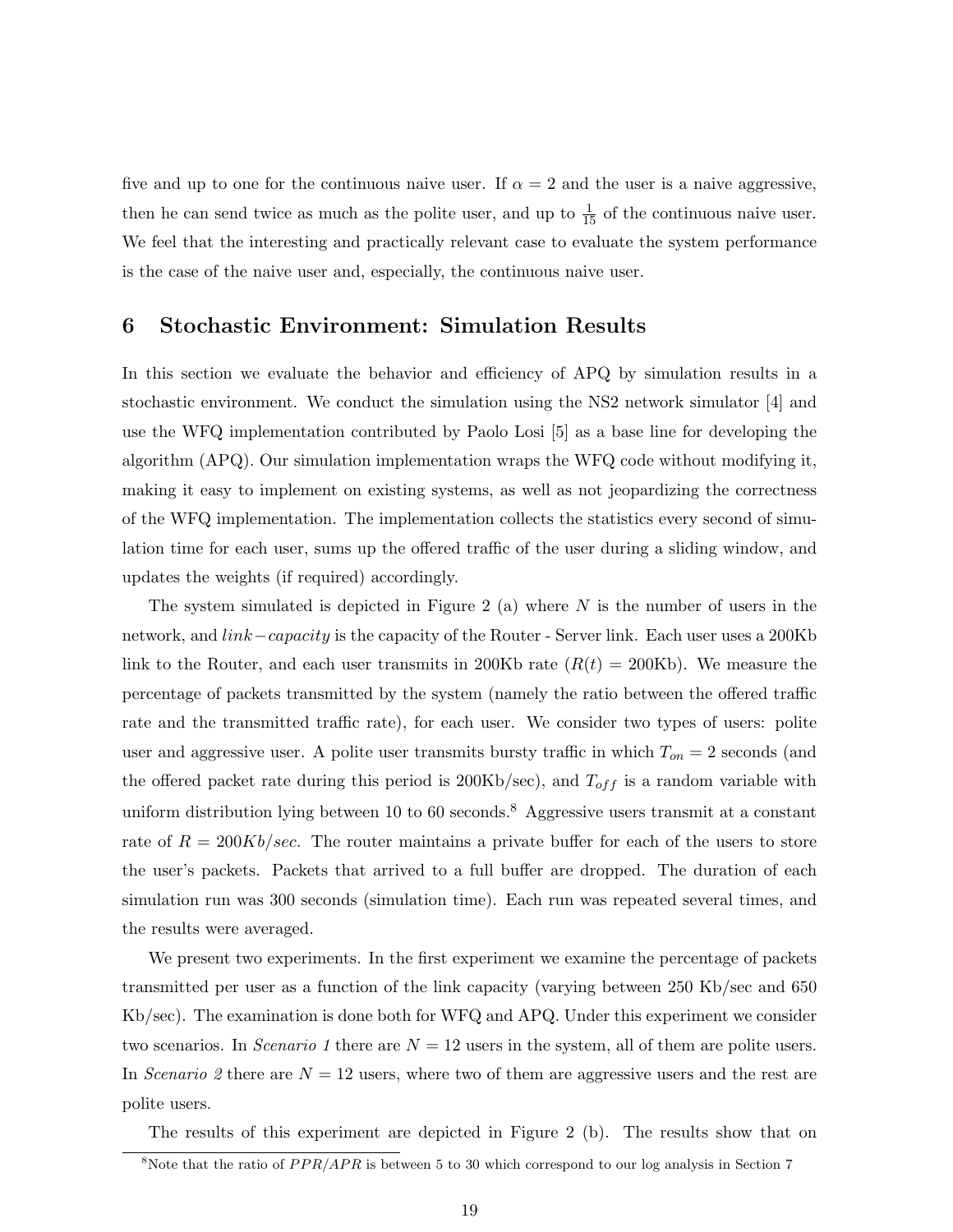five and up to one for the continuous naive user. If $\alpha = 2$ and the user is a naive aggressive, then he can send twice as much as the polite user, and up to $\frac{1}{15}$ of the continuous naive user. We feel that the interesting and practically relevant case to evaluate the system performance is the case of the naive user and, especially, the continuous naive user.

## 6 Stochastic Environment: Simulation Results

In this section we evaluate the behavior and efficiency of APQ by simulation results in a stochastic environment. We conduct the simulation using the NS2 network simulator [4] and use the WFQ implementation contributed by Paolo Losi [5] as a base line for developing the algorithm (APQ). Our simulation implementation wraps the WFQ code without modifying it, making it easy to implement on existing systems, as well as not jeopardizing the correctness of the WFQ implementation. The implementation collects the statistics every second of simulation time for each user, sums up the offered traffic of the user during a sliding window, and updates the weights (if required) accordingly.

The system simulated is depicted in Figure 2 (a) where $N$ is the number of users in the network, and $link-capacity$ is the capacity of the Router - Server link. Each user uses a 200Kb link to the Router, and each user transmits in 200Kb rate ($R(t) = 200$Kb). We measure the percentage of packets transmitted by the system (namely the ratio between the offered traffic rate and the transmitted traffic rate), for each user. We consider two types of users: polite user and aggressive user. A polite user transmits bursty traffic in which $T_{on} = 2$ seconds (and the offered packet rate during this period is 200Kb/sec), and $T_{off}$ is a random variable with uniform distribution lying between 10 to 60 seconds.[8] Aggressive users transmit at a constant rate of $R = 200Kb/sec$. The router maintains a private buffer for each of the users to store the user's packets. Packets that arrived to a full buffer are dropped. The duration of each simulation run was 300 seconds (simulation time). Each run was repeated several times, and the results were averaged.

We present two experiments. In the first experiment we examine the percentage of packets transmitted per user as a function of the link capacity (varying between 250 Kb/sec and 650 Kb/sec). The examination is done both for WFQ and APQ. Under this experiment we consider two scenarios. In *Scenario 1* there are $N = 12$ users in the system, all of them are polite users. In *Scenario 2* there are $N = 12$ users, where two of them are aggressive users and the rest are polite users.

The results of this experiment are depicted in Figure 2 (b). The results show that on

[8] Note that the ratio of $PPR/APR$ is between 5 to 30 which correspond to our log analysis in Section 7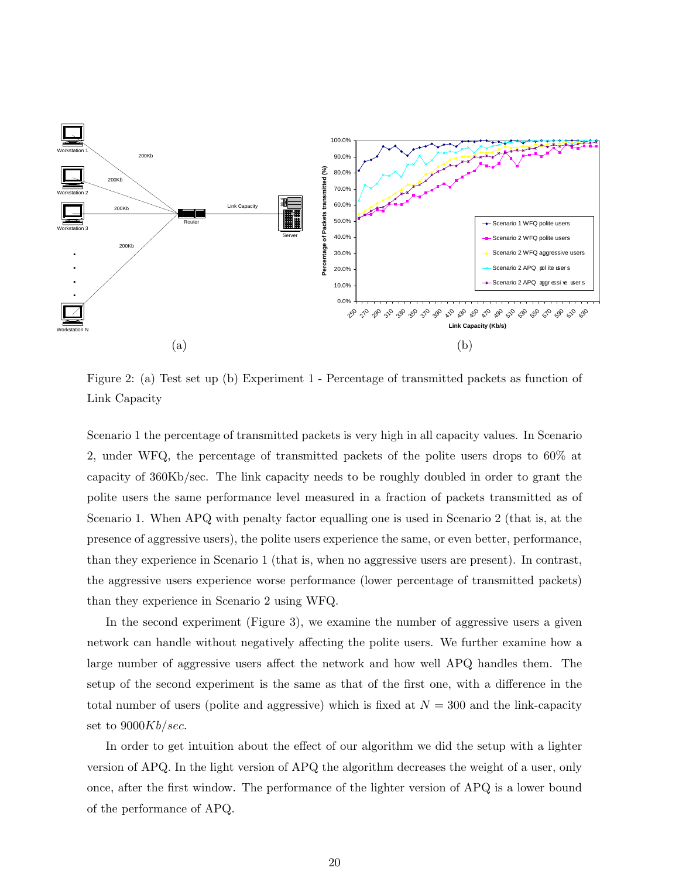Figure 2: (a) Test set up (b) Experiment 1 - Percentage of transmitted packets as function of Link Capacity

Scenario 1 the percentage of transmitted packets is very high in all capacity values. In Scenario 2, under WFQ, the percentage of transmitted packets of the polite users drops to 60% at capacity of 360Kb/sec. The link capacity needs to be roughly doubled in order to grant the polite users the same performance level measured in a fraction of packets transmitted as of Scenario 1. When APQ with penalty factor equalling one is used in Scenario 2 (that is, at the presence of aggressive users), the polite users experience the same, or even better, performance, than they experience in Scenario 1 (that is, when no aggressive users are present). In contrast, the aggressive users experience worse performance (lower percentage of transmitted packets) than they experience in Scenario 2 using WFQ.

In the second experiment (Figure 3), we examine the number of aggressive users a given network can handle without negatively affecting the polite users. We further examine how a large number of aggressive users affect the network and how well APQ handles them. The setup of the second experiment is the same as that of the first one, with a difference in the total number of users (polite and aggressive) which is fixed at $N = 300$ and the link-capacity set to $9000Kb/sec$.

In order to get intuition about the effect of our algorithm we did the setup with a lighter version of APQ. In the light version of APQ the algorithm decreases the weight of a user, only once, after the first window. The performance of the lighter version of APQ is a lower bound of the performance of APQ.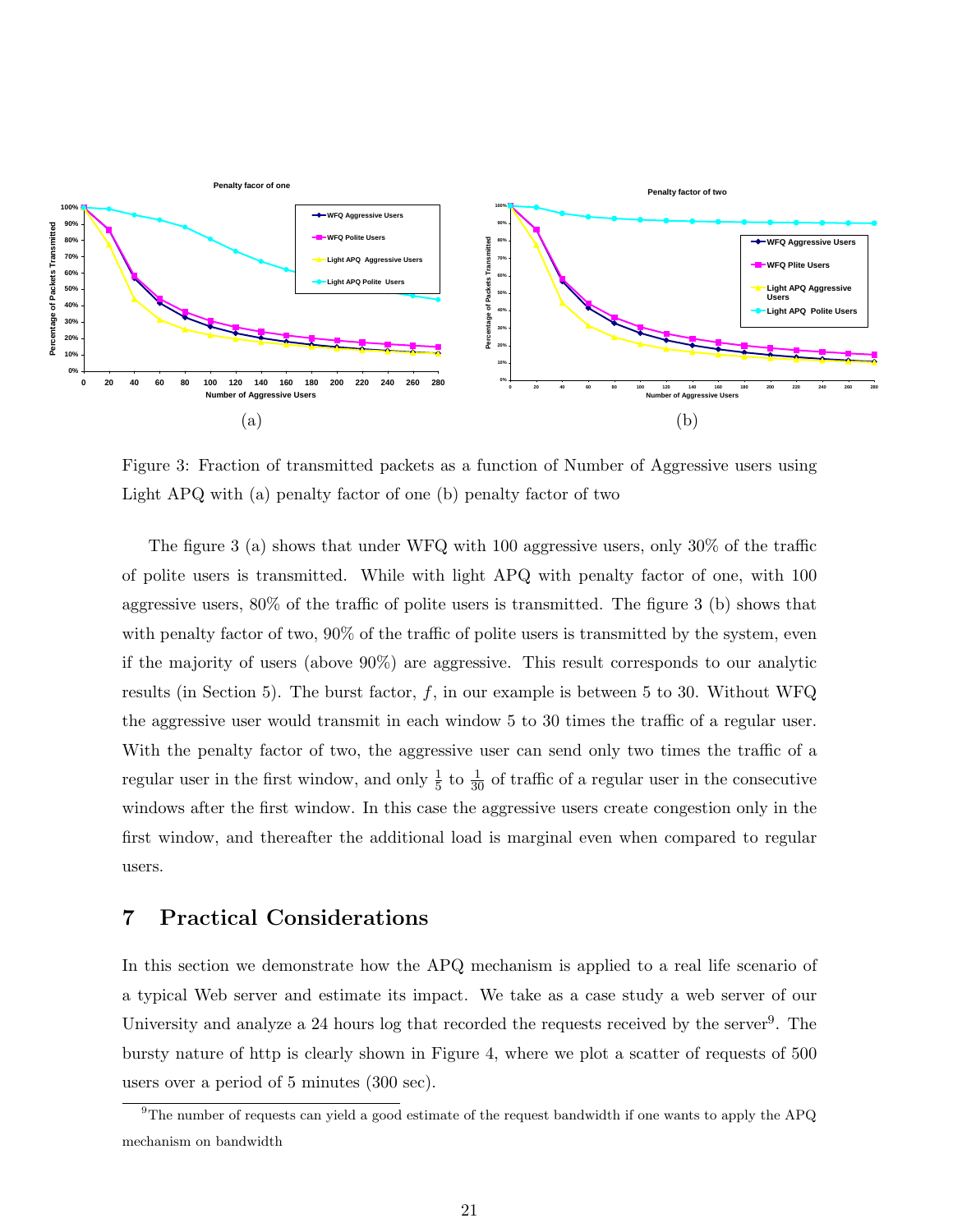(a)

(b)

Figure 3: Fraction of transmitted packets as a function of Number of Aggressive users using Light APQ with (a) penalty factor of one (b) penalty factor of two

The figure 3 (a) shows that under WFQ with 100 aggressive users, only 30% of the traffic of polite users is transmitted. While with light APQ with penalty factor of one, with 100 aggressive users, 80% of the traffic of polite users is transmitted. The figure 3 (b) shows that with penalty factor of two, 90% of the traffic of polite users is transmitted by the system, even if the majority of users (above 90%) are aggressive. This result corresponds to our analytic results (in Section 5). The burst factor, $f$, in our example is between 5 to 30. Without WFQ the aggressive user would transmit in each window 5 to 30 times the traffic of a regular user. With the penalty factor of two, the aggressive user can send only two times the traffic of a regular user in the first window, and only $\frac{1}{5}$ to $\frac{1}{30}$ of traffic of a regular user in the consecutive windows after the first window. In this case the aggressive users create congestion only in the first window, and thereafter the additional load is marginal even when compared to regular users.

# 7 Practical Considerations

In this section we demonstrate how the APQ mechanism is applied to a real life scenario of a typical Web server and estimate its impact. We take as a case study a web server of our University and analyze a 24 hours log that recorded the requests received by the server[9]. The bursty nature of http is clearly shown in Figure 4, where we plot a scatter of requests of 500 users over a period of 5 minutes (300 sec).

[9] The number of requests can yield a good estimate of the request bandwidth if one wants to apply the APQ mechanism on bandwidth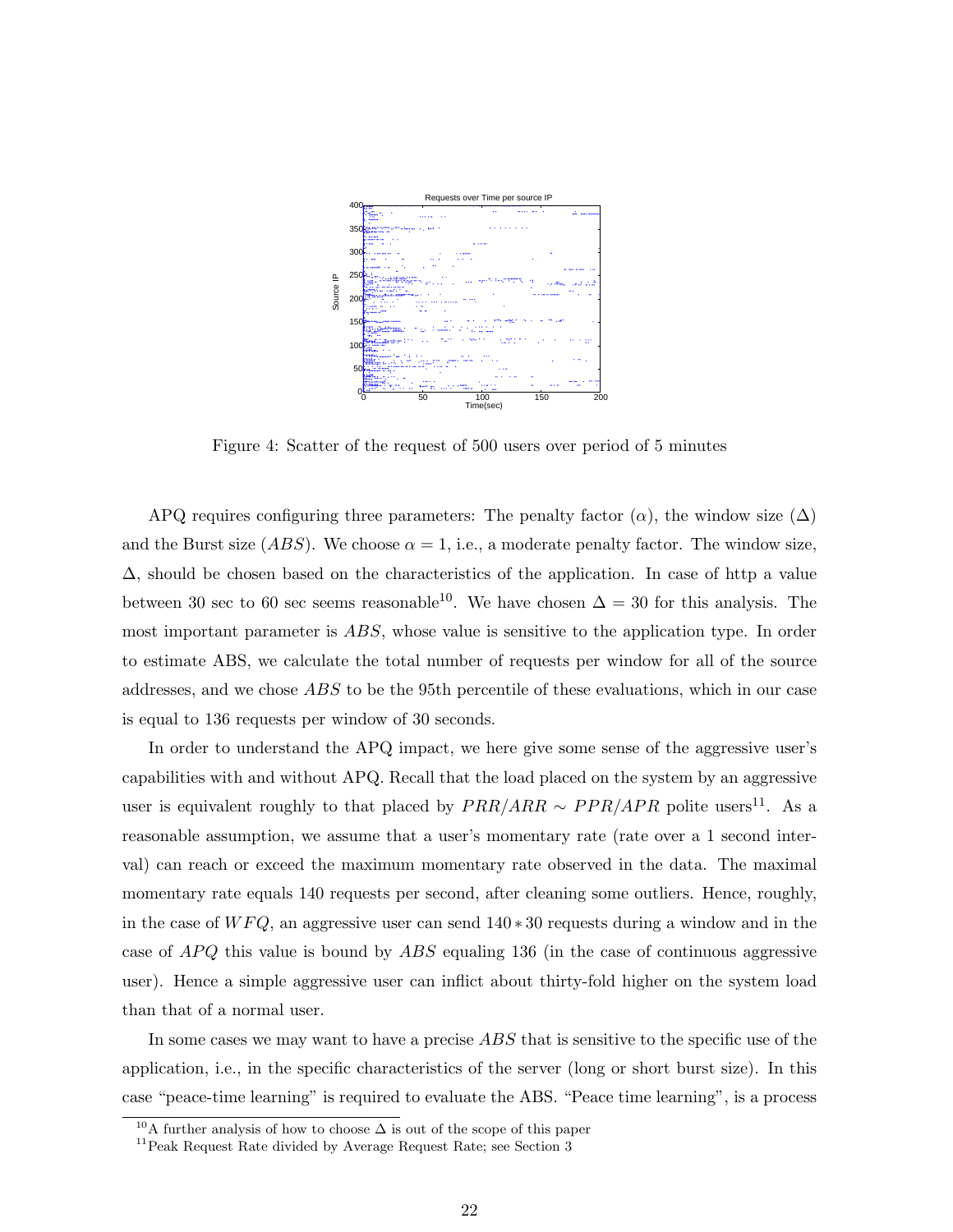Figure 4: Scatter of the request of 500 users over period of 5 minutes

APQ requires configuring three parameters: The penalty factor ($\alpha$), the window size ($\Delta$) and the Burst size ($ABS$). We choose $\alpha = 1$, i.e., a moderate penalty factor. The window size, $\Delta$, should be chosen based on the characteristics of the application. In case of http a value between 30 sec to 60 sec seems reasonable[10]. We have chosen $\Delta = 30$ for this analysis. The most important parameter is $ABS$, whose value is sensitive to the application type. In order to estimate ABS, we calculate the total number of requests per window for all of the source addresses, and we chose $ABS$ to be the 95th percentile of these evaluations, which in our case is equal to 136 requests per window of 30 seconds.

In order to understand the APQ impact, we here give some sense of the aggressive user's capabilities with and without APQ. Recall that the load placed on the system by an aggressive user is equivalent roughly to that placed by $PRR/ARR \sim PPR/APR$ polite users[11]. As a reasonable assumption, we assume that a user's momentary rate (rate over a 1 second interval) can reach or exceed the maximum momentary rate observed in the data. The maximal momentary rate equals 140 requests per second, after cleaning some outliers. Hence, roughly, in the case of $WFQ$, an aggressive user can send $140 * 30$ requests during a window and in the case of $APQ$ this value is bound by $ABS$ equaling 136 (in the case of continuous aggressive user). Hence a simple aggressive user can inflict about thirty-fold higher on the system load than that of a normal user.

In some cases we may want to have a precise $ABS$ that is sensitive to the specific use of the application, i.e., in the specific characteristics of the server (long or short burst size). In this case "peace-time learning" is required to evaluate the ABS. "Peace time learning", is a process

[10] A further analysis of how to choose $\Delta$ is out of the scope of this paper

[11] Peak Request Rate divided by Average Request Rate; see Section 3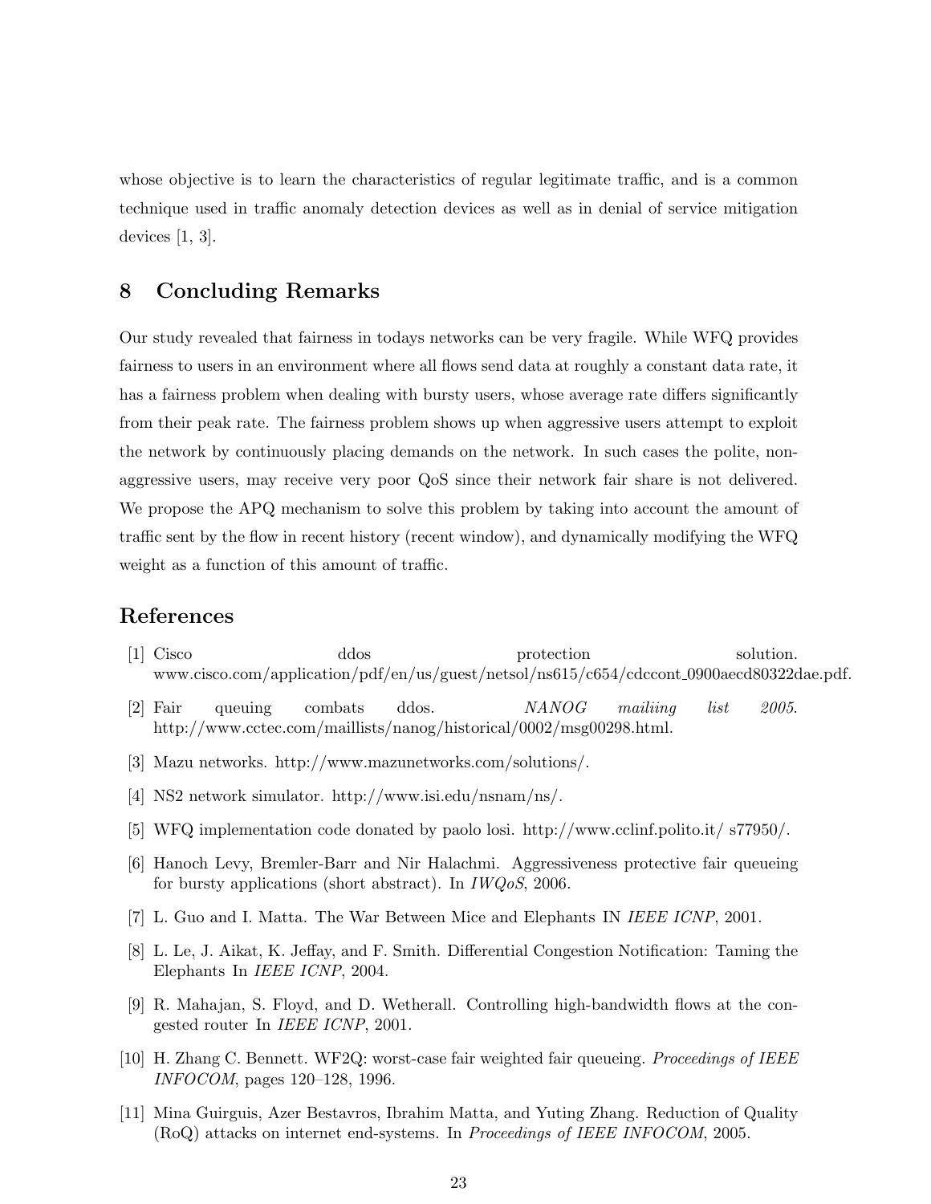whose objective is to learn the characteristics of regular legitimate traffic, and is a common technique used in traffic anomaly detection devices as well as in denial of service mitigation devices [1, 3].

## 8 Concluding Remarks

Our study revealed that fairness in todays networks can be very fragile. While WFQ provides fairness to users in an environment where all flows send data at roughly a constant data rate, it has a fairness problem when dealing with bursty users, whose average rate differs significantly from their peak rate. The fairness problem shows up when aggressive users attempt to exploit the network by continuously placing demands on the network. In such cases the polite, non-aggressive users, may receive very poor QoS since their network fair share is not delivered. We propose the APQ mechanism to solve this problem by taking into account the amount of traffic sent by the flow in recent history (recent window), and dynamically modifying the WFQ weight as a function of this amount of traffic.

## References

[1] Cisco ddos protection solution. www.cisco.com/application/pdf/en/us/guest/netsol/ns615/c654/cdccont_0900aecd80322dae.pdf.

[2] Fair queuing combats ddos. *NANOG mailiing list 2005.* http://www.cctec.com/maillists/nanog/historical/0002/msg00298.html.

[3] Mazu networks. http://www.mazunetworks.com/solutions/.

[4] NS2 network simulator. http://www.isi.edu/nsnam/ns/.

[5] WFQ implementation code donated by paolo losi. http://www.cclinf.polito.it/ s77950/.

[6] Hanoch Levy, Bremler-Barr and Nir Halachmi. Aggressiveness protective fair queueing for bursty applications (short abstract). In *IWQoS*, 2006.

[7] L. Guo and I. Matta. The War Between Mice and Elephants IN *IEEE ICNP*, 2001.

[8] L. Le, J. Aikat, K. Jeffay, and F. Smith. Differential Congestion Notification: Taming the Elephants In *IEEE ICNP*, 2004.

[9] R. Mahajan, S. Floyd, and D. Wetherall. Controlling high-bandwidth flows at the congested router In *IEEE ICNP*, 2001.

[10] H. Zhang C. Bennett. WF2Q: worst-case fair weighted fair queueing. *Proceedings of IEEE INFOCOM*, pages 120–128, 1996.

[11] Mina Guirguis, Azer Bestavros, Ibrahim Matta, and Yuting Zhang. Reduction of Quality (RoQ) attacks on internet end-systems. In *Proceedings of IEEE INFOCOM*, 2005.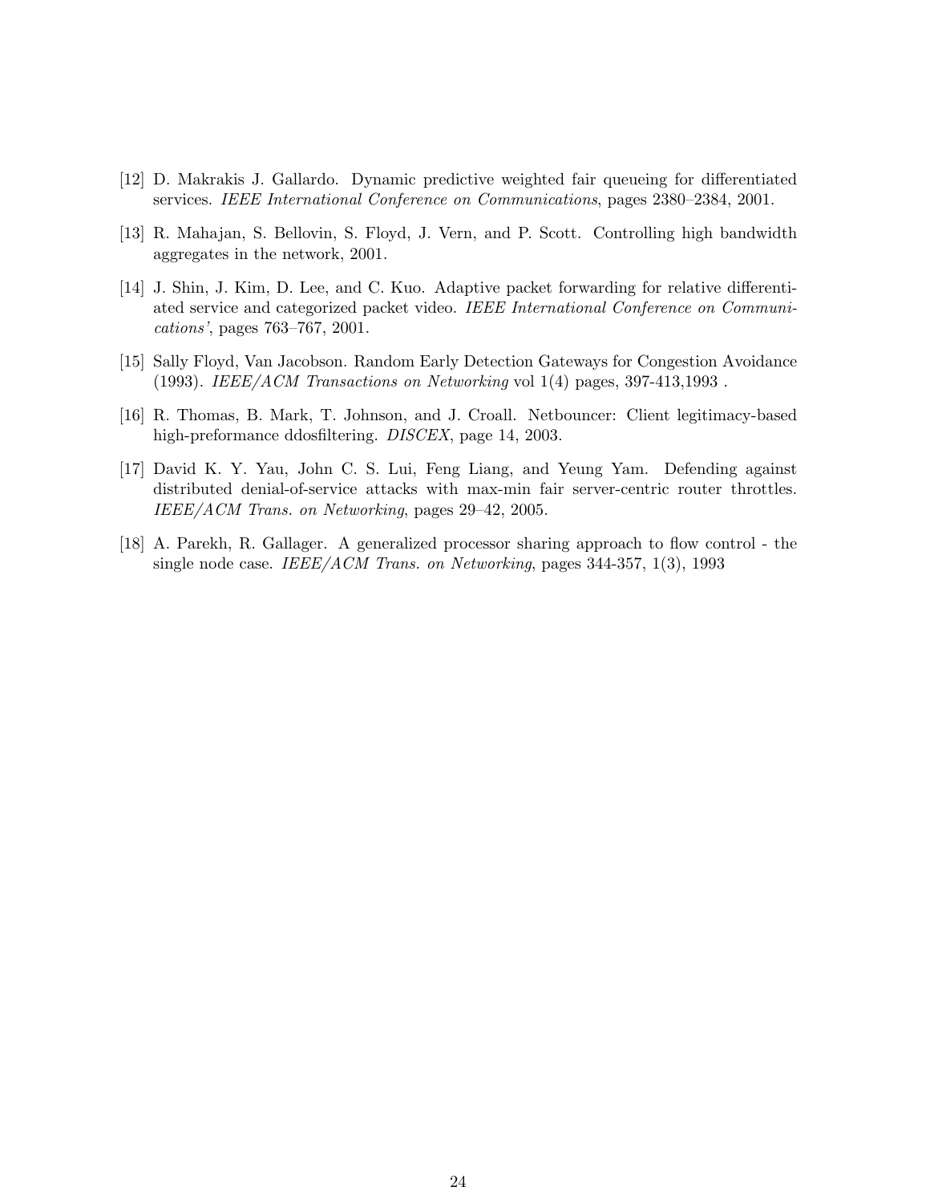[12] D. Makrakis J. Gallardo. Dynamic predictive weighted fair queueing for differentiated services. *IEEE International Conference on Communications*, pages 2380–2384, 2001.

[13] R. Mahajan, S. Bellovin, S. Floyd, J. Vern, and P. Scott. Controlling high bandwidth aggregates in the network, 2001.

[14] J. Shin, J. Kim, D. Lee, and C. Kuo. Adaptive packet forwarding for relative differentiated service and categorized packet video. *IEEE International Conference on Communications'*, pages 763–767, 2001.

[15] Sally Floyd, Van Jacobson. Random Early Detection Gateways for Congestion Avoidance (1993). *IEEE/ACM Transactions on Networking* vol 1(4) pages, 397-413,1993 .

[16] R. Thomas, B. Mark, T. Johnson, and J. Croall. Netbouncer: Client legitimacy-based high-preformance ddosfiltering. *DISCEX*, page 14, 2003.

[17] David K. Y. Yau, John C. S. Lui, Feng Liang, and Yeung Yam. Defending against distributed denial-of-service attacks with max-min fair server-centric router throttles. *IEEE/ACM Trans. on Networking*, pages 29–42, 2005.

[18] A. Parekh, R. Gallager. A generalized processor sharing approach to flow control - the single node case. *IEEE/ACM Trans. on Networking*, pages 344-357, 1(3), 1993